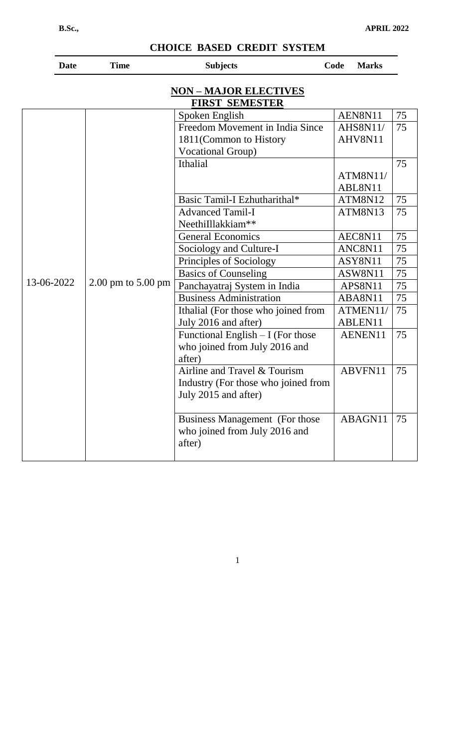**B.Sc.,** **APRIL 2022**

## CHOICE BASED CREDIT SYSTEM

### NON – MAJOR ELECTIVES

### FIRST SEMESTER

| Date | Time | Subjects | Code | Marks |
|---|---|---|---|---|
| 13-06-2022 | 2.00 pm to 5.00 pm | Spoken English | AEN8N11 | 75 |
| | | Freedom Movement in India Since 1811(Common to History Vocational Group) | AHS8N11/ AHV8N11 | 75 |
| | | Ithalial | ATM8N11/ ABL8N11 | 75 |
| | | Basic Tamil-I Ezhutharithal* | ATM8N12 | 75 |
| | | Advanced Tamil-I NeethiIllakkiam** | ATM8N13 | 75 |
| | | General Economics | AEC8N11 | 75 |
| | | Sociology and Culture-I | ANC8N11 | 75 |
| | | Principles of Sociology | ASY8N11 | 75 |
| | | Basics of Counseling | ASW8N11 | 75 |
| | | Panchayatraj System in India | APS8N11 | 75 |
| | | Business Administration | ABA8N11 | 75 |
| | | Ithalial (For those who joined from July 2016 and after) | ATMEN11/ ABLEN11 | 75 |
| | | Functional English – I (For those who joined from July 2016 and after) | AENEN11 | 75 |
| | | Airline and Travel & Tourism Industry (For those who joined from July 2015 and after) | ABVFN11 | 75 |
| | | Business Management (For those who joined from July 2016 and after) | ABAGN11 | 75 |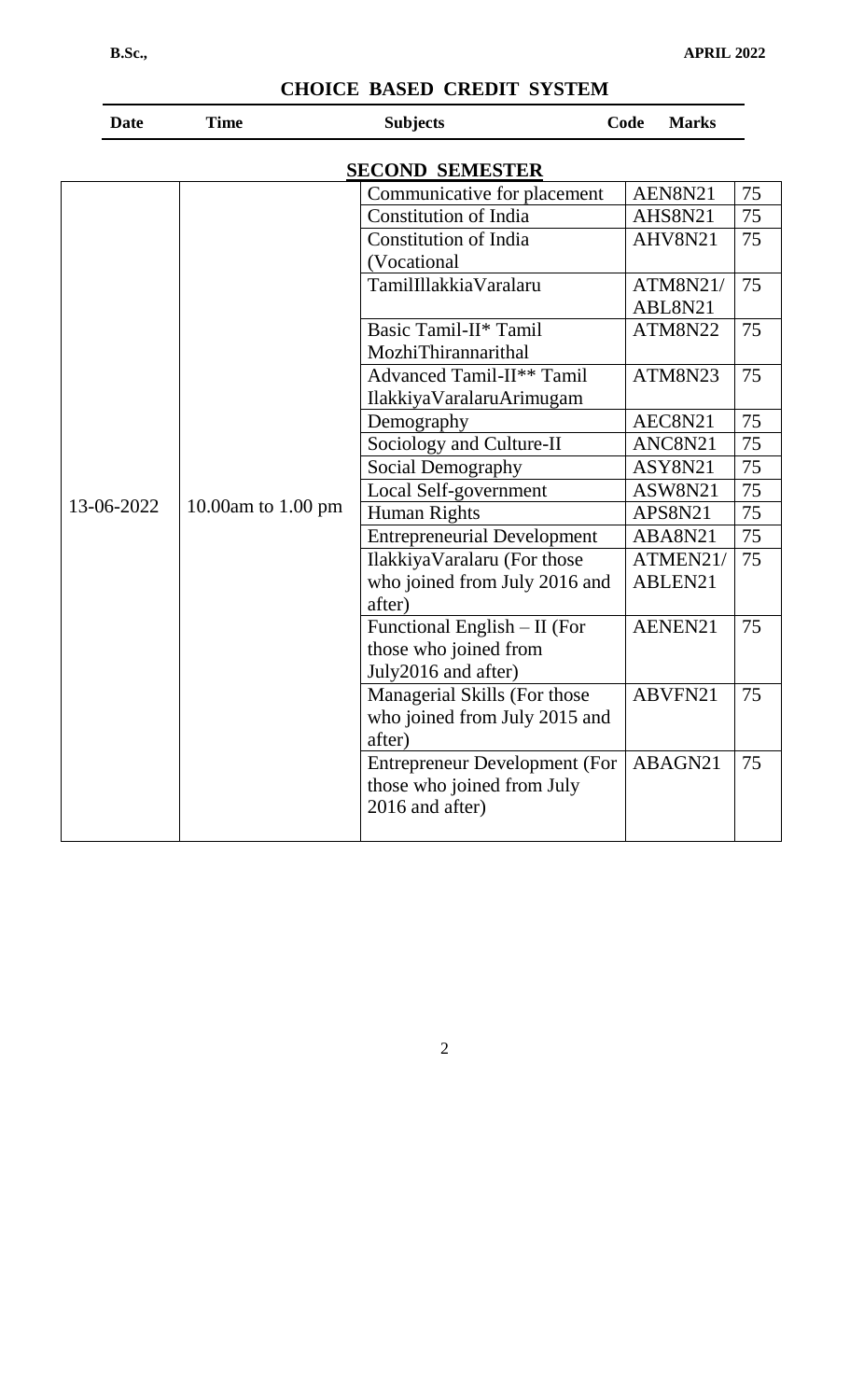## CHOICE BASED CREDIT SYSTEM

### SECOND SEMESTER

| Date | Time | Subjects | Code | Marks |
|---|---|---|---|---|
| 13-06-2022 | 10.00am to 1.00 pm | Communicative for placement | AEN8N21 | 75 |
| | | Constitution of India | AHS8N21 | 75 |
| | | Constitution of India (Vocational | AHV8N21 | 75 |
| | | TamilIllakkiaVaralaru | ATM8N21/ ABL8N21 | 75 |
| | | Basic Tamil-II* Tamil MozhiThirannarithal | ATM8N22 | 75 |
| | | Advanced Tamil-II** Tamil IlakkiyaVaralaruArimugam | ATM8N23 | 75 |
| | | Demography | AEC8N21 | 75 |
| | | Sociology and Culture-II | ANC8N21 | 75 |
| | | Social Demography | ASY8N21 | 75 |
| | | Local Self-government | ASW8N21 | 75 |
| | | Human Rights | APS8N21 | 75 |
| | | Entrepreneurial Development | ABA8N21 | 75 |
| | | IlakkiyaVaralaru (For those who joined from July 2016 and after) | ATMEN21/ ABLEN21 | 75 |
| | | Functional English – II (For those who joined from July2016 and after) | AENEN21 | 75 |
| | | Managerial Skills (For those who joined from July 2015 and after) | ABVFN21 | 75 |
| | | Entrepreneur Development (For those who joined from July 2016 and after) | ABAGN21 | 75 |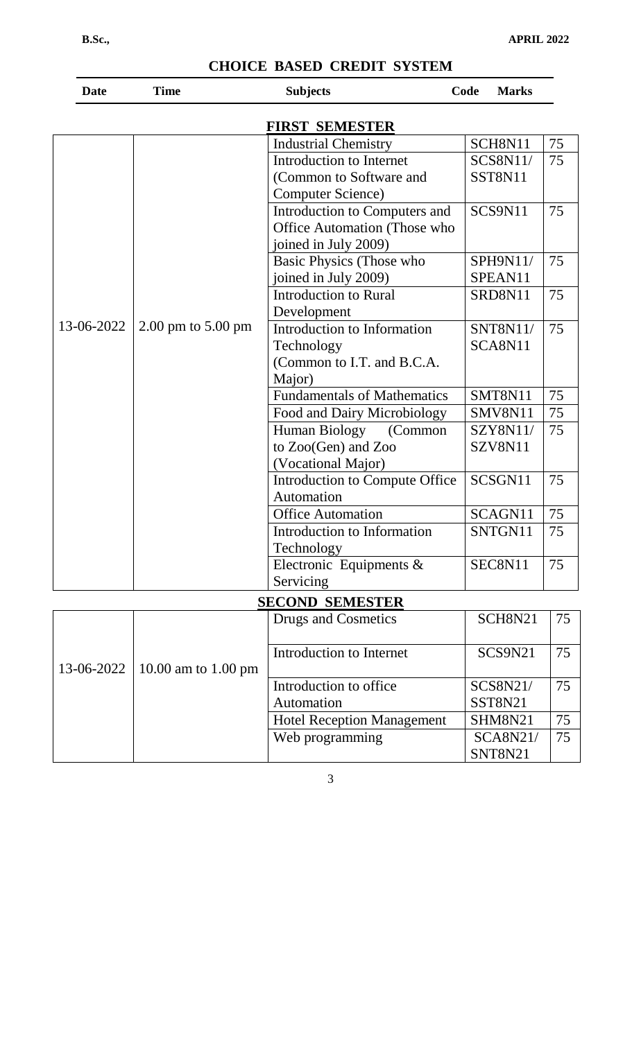**B.Sc.,** **APRIL 2022**

## CHOICE BASED CREDIT SYSTEM

| Date | Time | Subjects | Code | Marks |
|---|---|---|---|---|
| | | **FIRST SEMESTER** | | |
| 13-06-2022 | 2.00 pm to 5.00 pm | Industrial Chemistry | SCH8N11 | 75 |
| | | Introduction to Internet (Common to Software and Computer Science) | SCS8N11/ SST8N11 | 75 |
| | | Introduction to Computers and Office Automation (Those who joined in July 2009) | SCS9N11 | 75 |
| | | Basic Physics (Those who joined in July 2009) | SPH9N11/ SPEAN11 | 75 |
| | | Introduction to Rural Development | SRD8N11 | 75 |
| | | Introduction to Information Technology (Common to I.T. and B.C.A. Major) | SNT8N11/ SCA8N11 | 75 |
| | | Fundamentals of Mathematics | SMT8N11 | 75 |
| | | Food and Dairy Microbiology | SMV8N11 | 75 |
| | | Human Biology (Common to Zoo(Gen) and Zoo (Vocational Major) | SZY8N11/ SZV8N11 | 75 |
| | | Introduction to Compute Office Automation | SCSGN11 | 75 |
| | | Office Automation | SCAGN11 | 75 |
| | | Introduction to Information Technology | SNTGN11 | 75 |
| | | Electronic Equipments & Servicing | SEC8N11 | 75 |
| | | **SECOND SEMESTER** | | |
| 13-06-2022 | 10.00 am to 1.00 pm | Drugs and Cosmetics | SCH8N21 | 75 |
| | | Introduction to Internet | SCS9N21 | 75 |
| | | Introduction to office Automation | SCS8N21/ SST8N21 | 75 |
| | | Hotel Reception Management | SHM8N21 | 75 |
| | | Web programming | SCA8N21/ SNT8N21 | 75 |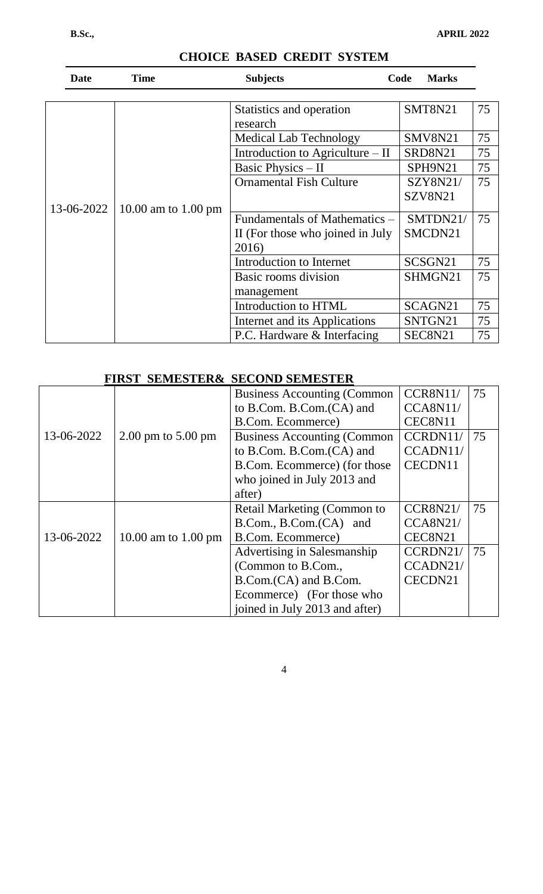**B.Sc.,** **APRIL 2022**

## CHOICE BASED CREDIT SYSTEM

| Date | Time | Subjects | Code | Marks |
|---|---|---|---|---|
| 13-06-2022 | 10.00 am to 1.00 pm | Statistics and operation research | SMT8N21 | 75 |
| | | Medical Lab Technology | SMV8N21 | 75 |
| | | Introduction to Agriculture – II | SRD8N21 | 75 |
| | | Basic Physics – II | SPH9N21 | 75 |
| | | Ornamental Fish Culture | SZY8N21/ SZV8N21 | 75 |
| | | Fundamentals of Mathematics – II (For those who joined in July 2016) | SMTDN21/ SMCDN21 | 75 |
| | | Introduction to Internet | SCSGN21 | 75 |
| | | Basic rooms division management | SHMGN21 | 75 |
| | | Introduction to HTML | SCAGN21 | 75 |
| | | Internet and its Applications | SNTGN21 | 75 |
| | | P.C. Hardware & Interfacing | SEC8N21 | 75 |

### FIRST SEMESTER& SECOND SEMESTER

| Date | Time | Subjects | Code | Marks |
|---|---|---|---|---|
| 13-06-2022 | 2.00 pm to 5.00 pm | Business Accounting (Common to B.Com. B.Com.(CA) and B.Com. Ecommerce) | CCR8N11/ CCA8N11/ CEC8N11 | 75 |
| | | Business Accounting (Common to B.Com. B.Com.(CA) and B.Com. Ecommerce) (for those who joined in July 2013 and after) | CCRDN11/ CCADN11/ CECDN11 | 75 |
| 13-06-2022 | 10.00 am to 1.00 pm | Retail Marketing (Common to B.Com., B.Com.(CA) and B.Com. Ecommerce) | CCR8N21/ CCA8N21/ CEC8N21 | 75 |
| | | Advertising in Salesmanship (Common to B.Com., B.Com.(CA) and B.Com. Ecommerce) (For those who joined in July 2013 and after) | CCRDN21/ CCADN21/ CECDN21 | 75 |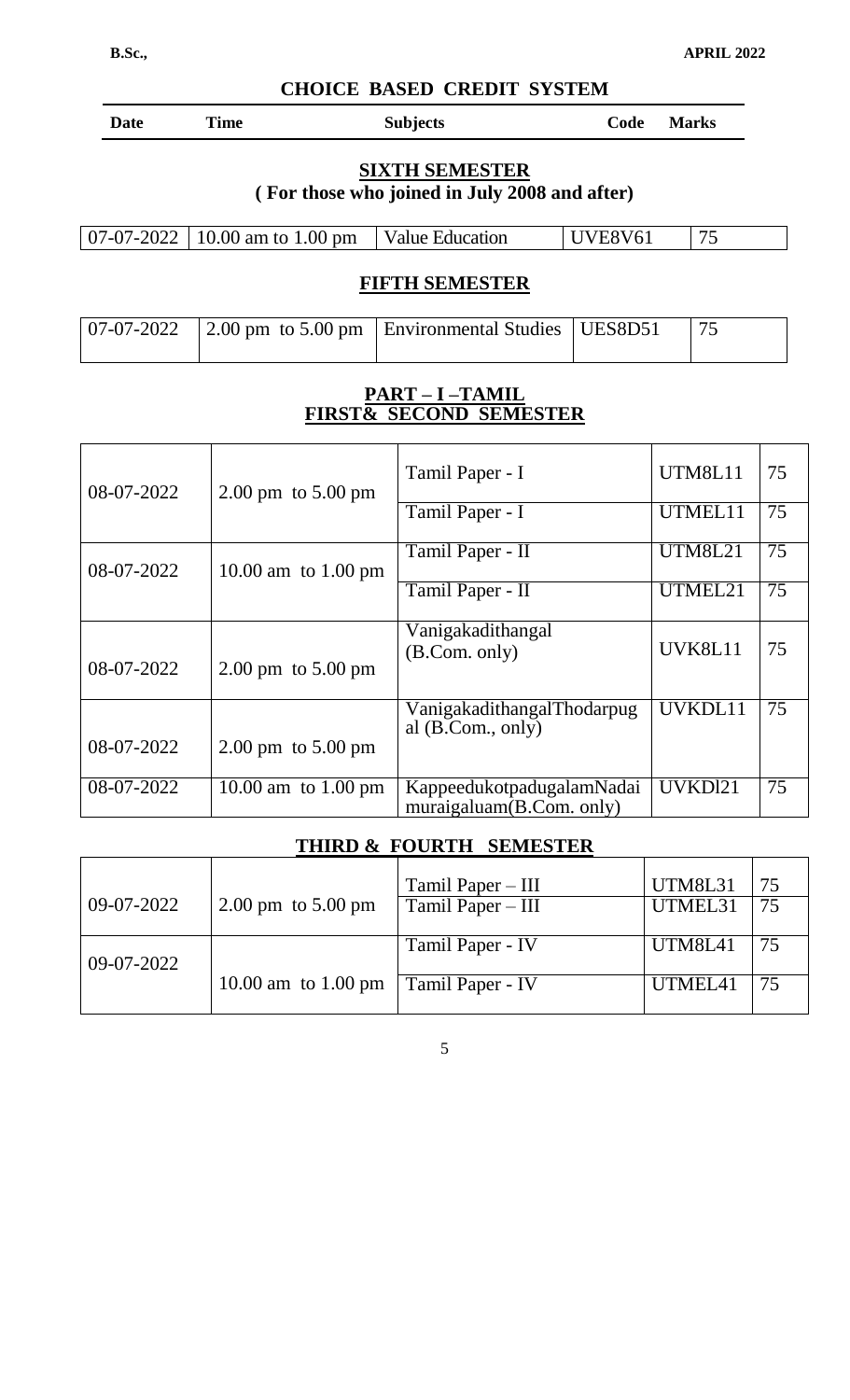## CHOICE BASED CREDIT SYSTEM

| Date | Time | Subjects | Code | Marks |
|---|---|---|---|---|

### SIXTH SEMESTER
**( For those who joined in July 2008 and after)**

| Date | Time | Subjects | Code | Marks |
|---|---|---|---|---|
| 07-07-2022 | 10.00 am to 1.00 pm | Value Education | UVE8V61 | 75 |

### FIFTH SEMESTER

| Date | Time | Subjects | Code | Marks |
|---|---|---|---|---|
| 07-07-2022 | 2.00 pm to 5.00 pm | Environmental Studies | UES8D51 | 75 |

### PART – I –TAMIL
### FIRST& SECOND SEMESTER

| Date | Time | Subjects | Code | Marks |
|---|---|---|---|---|
| 08-07-2022 | 2.00 pm to 5.00 pm | Tamil Paper - I | UTM8L11 | 75 |
| | | Tamil Paper - I | UTMEL11 | 75 |
| 08-07-2022 | 10.00 am to 1.00 pm | Tamil Paper - II | UTM8L21 | 75 |
| | | Tamil Paper - II | UTMEL21 | 75 |
| 08-07-2022 | 2.00 pm to 5.00 pm | Vanigakadithangal (B.Com. only) | UVK8L11 | 75 |
| 08-07-2022 | 2.00 pm to 5.00 pm | VanigakadithangalThodarpugal (B.Com., only) | UVKDL11 | 75 |
| 08-07-2022 | 10.00 am to 1.00 pm | KappeedukotpadugalamNadaimuraigaluam(B.Com. only) | UVKDl21 | 75 |

### THIRD & FOURTH SEMESTER

| Date | Time | Subjects | Code | Marks |
|---|---|---|---|---|
| 09-07-2022 | 2.00 pm to 5.00 pm | Tamil Paper – III | UTM8L31 | 75 |
| | | Tamil Paper – III | UTMEL31 | 75 |
| 09-07-2022 | 10.00 am to 1.00 pm | Tamil Paper - IV | UTM8L41 | 75 |
| | | Tamil Paper - IV | UTMEL41 | 75 |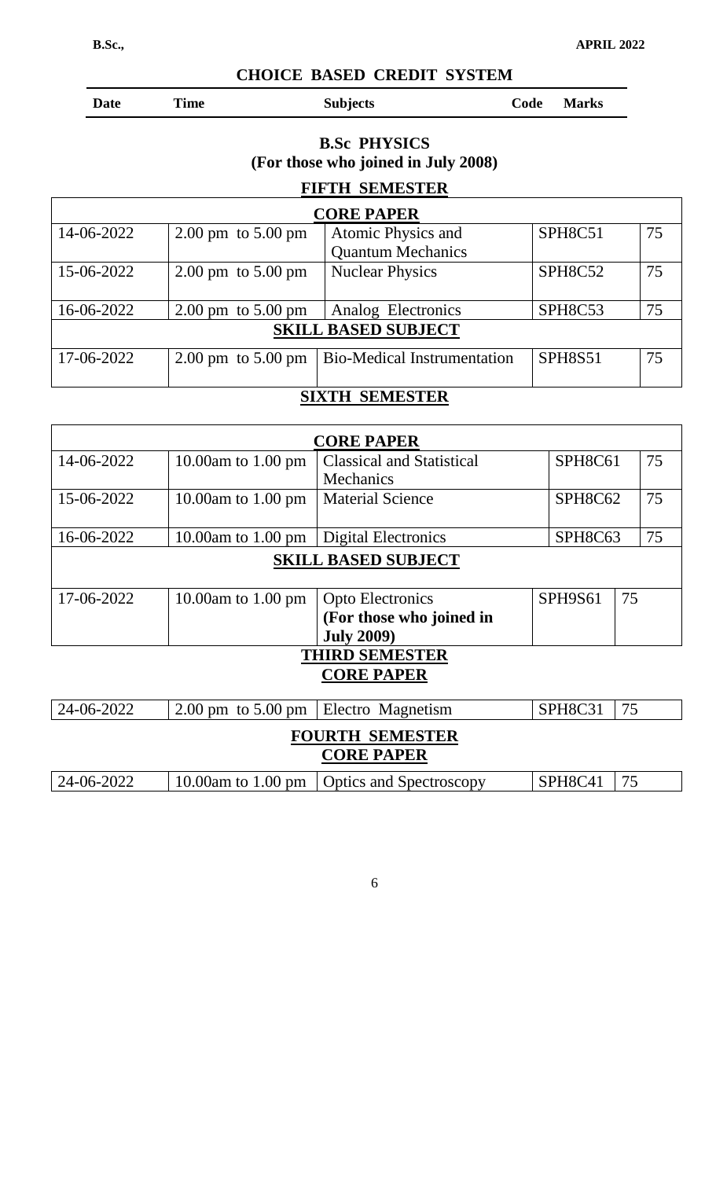## CHOICE BASED CREDIT SYSTEM

| Date | Time | Subjects | Code | Marks |
|---|---|---|---|---|

### B.Sc PHYSICS
**(For those who joined in July 2008)**

#### FIFTH SEMESTER

| Date | Time | Subjects | Code | Marks |
|---|---|---|---|---|
| **CORE PAPER** | | | | |
| 14-06-2022 | 2.00 pm to 5.00 pm | Atomic Physics and Quantum Mechanics | SPH8C51 | 75 |
| 15-06-2022 | 2.00 pm to 5.00 pm | Nuclear Physics | SPH8C52 | 75 |
| 16-06-2022 | 2.00 pm to 5.00 pm | Analog Electronics | SPH8C53 | 75 |
| **SKILL BASED SUBJECT** | | | | |
| 17-06-2022 | 2.00 pm to 5.00 pm | Bio-Medical Instrumentation | SPH8S51 | 75 |

#### SIXTH SEMESTER

| Date | Time | Subjects | Code | Marks |
|---|---|---|---|---|
| **CORE PAPER** | | | | |
| 14-06-2022 | 10.00am to 1.00 pm | Classical and Statistical Mechanics | SPH8C61 | 75 |
| 15-06-2022 | 10.00am to 1.00 pm | Material Science | SPH8C62 | 75 |
| 16-06-2022 | 10.00am to 1.00 pm | Digital Electronics | SPH8C63 | 75 |
| **SKILL BASED SUBJECT** | | | | |
| 17-06-2022 | 10.00am to 1.00 pm | Opto Electronics **(For those who joined in July 2009)** | SPH9S61 | 75 |

#### THIRD SEMESTER

**CORE PAPER**

| Date | Time | Subjects | Code | Marks |
|---|---|---|---|---|
| 24-06-2022 | 2.00 pm to 5.00 pm | Electro Magnetism | SPH8C31 | 75 |

#### FOURTH SEMESTER

**CORE PAPER**

| Date | Time | Subjects | Code | Marks |
|---|---|---|---|---|
| 24-06-2022 | 10.00am to 1.00 pm | Optics and Spectroscopy | SPH8C41 | 75 |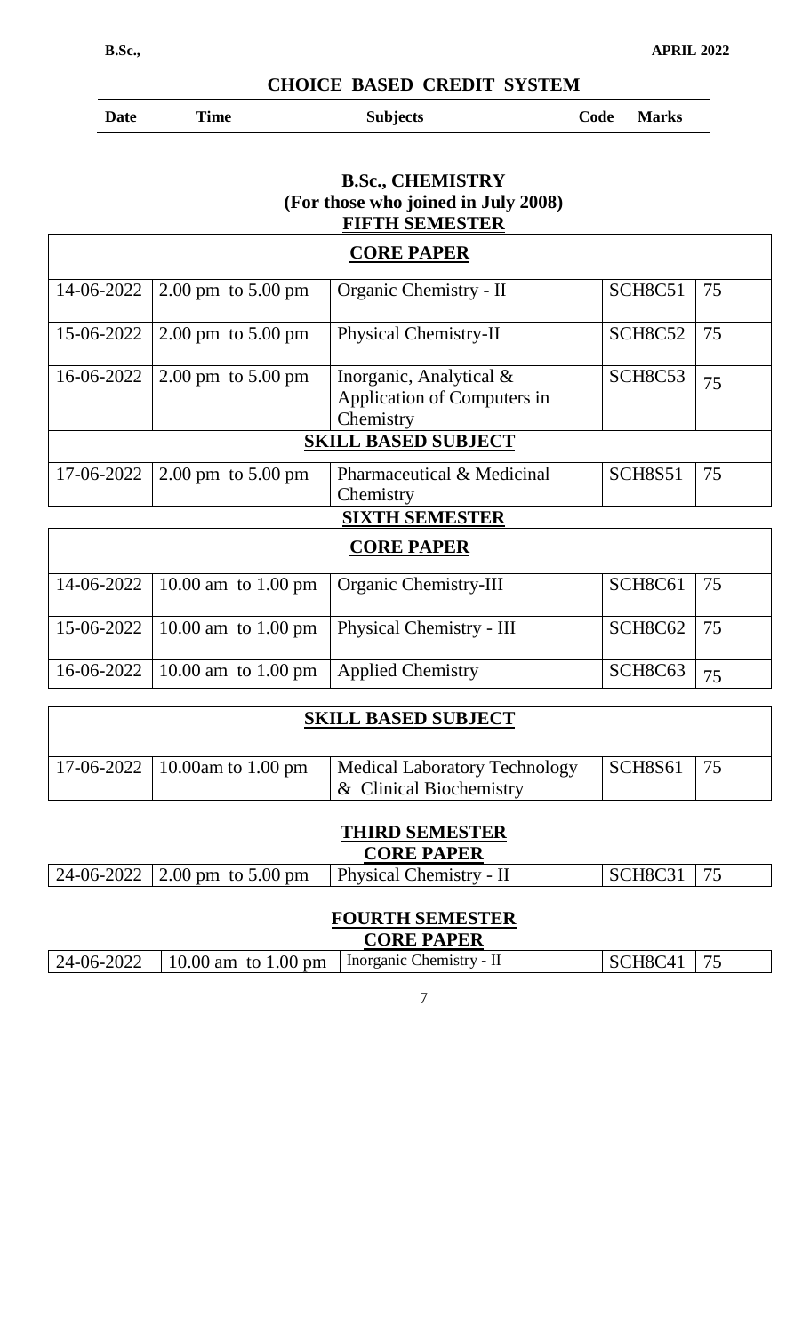## CHOICE BASED CREDIT SYSTEM

| Date | Time | Subjects | Code | Marks |
|---|---|---|---|---|

### B.Sc., CHEMISTRY
### (For those who joined in July 2008)
### FIFTH SEMESTER

| CORE PAPER | | | | |
|---|---|---|---|---|
| 14-06-2022 | 2.00 pm to 5.00 pm | Organic Chemistry - II | SCH8C51 | 75 |
| 15-06-2022 | 2.00 pm to 5.00 pm | Physical Chemistry-II | SCH8C52 | 75 |
| 16-06-2022 | 2.00 pm to 5.00 pm | Inorganic, Analytical & Application of Computers in Chemistry | SCH8C53 | 75 |
| **SKILL BASED SUBJECT** | | | | |
| 17-06-2022 | 2.00 pm to 5.00 pm | Pharmaceutical & Medicinal Chemistry | SCH8S51 | 75 |

### SIXTH SEMESTER

| CORE PAPER | | | | |
|---|---|---|---|---|
| 14-06-2022 | 10.00 am to 1.00 pm | Organic Chemistry-III | SCH8C61 | 75 |
| 15-06-2022 | 10.00 am to 1.00 pm | Physical Chemistry - III | SCH8C62 | 75 |
| 16-06-2022 | 10.00 am to 1.00 pm | Applied Chemistry | SCH8C63 | 75 |

| SKILL BASED SUBJECT | | | | |
|---|---|---|---|---|
| 17-06-2022 | 10.00am to 1.00 pm | Medical Laboratory Technology & Clinical Biochemistry | SCH8S61 | 75 |

### THIRD SEMESTER
**CORE PAPER**

| | | | | |
|---|---|---|---|---|
| 24-06-2022 | 2.00 pm to 5.00 pm | Physical Chemistry - II | SCH8C31 | 75 |

### FOURTH SEMESTER
**CORE PAPER**

| | | | | |
|---|---|---|---|---|
| 24-06-2022 | 10.00 am to 1.00 pm | Inorganic Chemistry - II | SCH8C41 | 75 |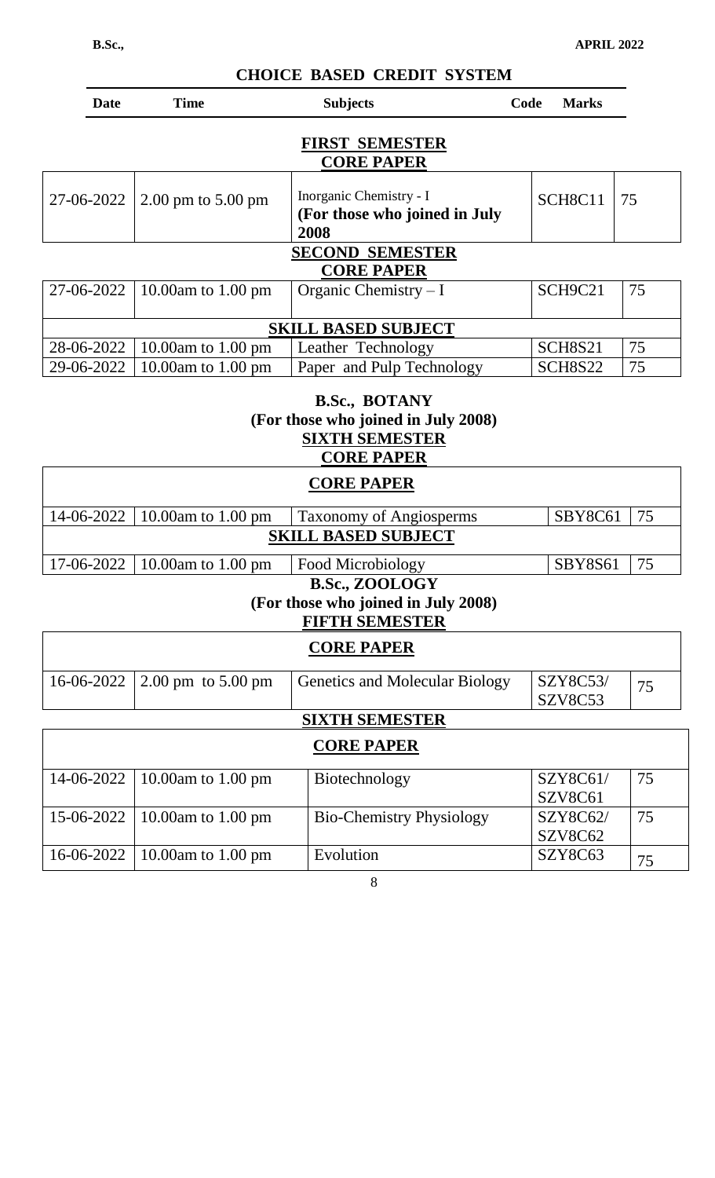**B.Sc., APRIL 2022**

## CHOICE BASED CREDIT SYSTEM

| Date | Time | Subjects | Code | Marks |
|---|---|---|---|---|
| | | **FIRST SEMESTER** | | |
| | | **CORE PAPER** | | |
| 27-06-2022 | 2.00 pm to 5.00 pm | Inorganic Chemistry - I **(For those who joined in July 2008** | SCH8C11 | 75 |
| | | **SECOND SEMESTER** | | |
| | | **CORE PAPER** | | |
| 27-06-2022 | 10.00am to 1.00 pm | Organic Chemistry – I | SCH9C21 | 75 |
| | | **SKILL BASED SUBJECT** | | |
| 28-06-2022 | 10.00am to 1.00 pm | Leather Technology | SCH8S21 | 75 |
| 29-06-2022 | 10.00am to 1.00 pm | Paper and Pulp Technology | SCH8S22 | 75 |

### B.Sc., BOTANY
**(For those who joined in July 2008)**

**SIXTH SEMESTER**

**CORE PAPER**

| Date | Time | Subjects | Code | Marks |
|---|---|---|---|---|
| | | **CORE PAPER** | | |
| 14-06-2022 | 10.00am to 1.00 pm | Taxonomy of Angiosperms | SBY8C61 | 75 |
| | | **SKILL BASED SUBJECT** | | |
| 17-06-2022 | 10.00am to 1.00 pm | Food Microbiology | SBY8S61 | 75 |

### B.Sc., ZOOLOGY
**(For those who joined in July 2008)**

**FIFTH SEMESTER**

| Date | Time | Subjects | Code | Marks |
|---|---|---|---|---|
| | | **CORE PAPER** | | |
| 16-06-2022 | 2.00 pm to 5.00 pm | Genetics and Molecular Biology | SZY8C53/ SZV8C53 | 75 |

**SIXTH SEMESTER**

| Date | Time | Subjects | Code | Marks |
|---|---|---|---|---|
| | | **CORE PAPER** | | |
| 14-06-2022 | 10.00am to 1.00 pm | Biotechnology | SZY8C61/ SZV8C61 | 75 |
| 15-06-2022 | 10.00am to 1.00 pm | Bio-Chemistry Physiology | SZY8C62/ SZV8C62 | 75 |
| 16-06-2022 | 10.00am to 1.00 pm | Evolution | SZY8C63 | 75 |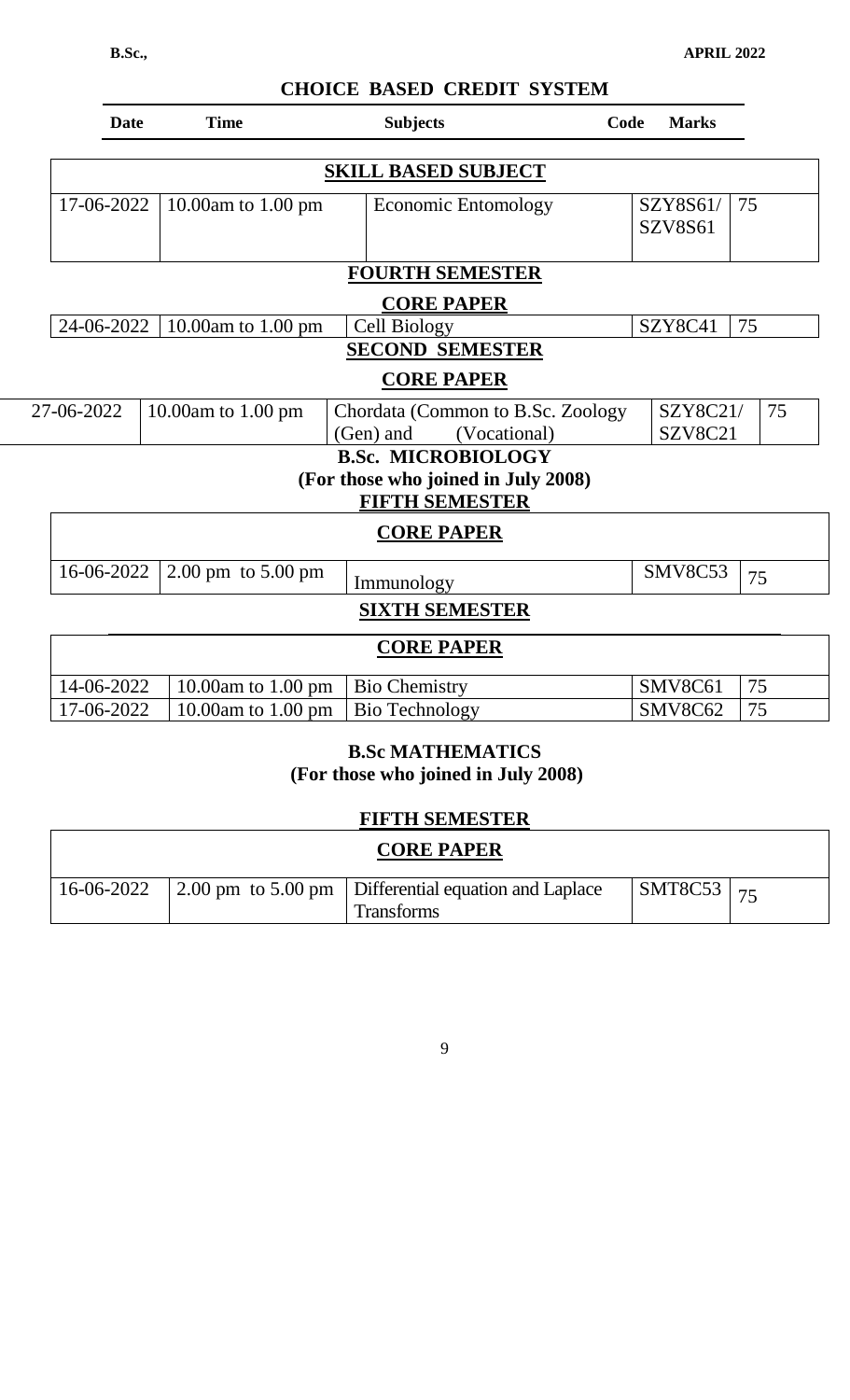## CHOICE BASED CREDIT SYSTEM

| Date | Time | Subjects | Code | Marks |
|---|---|---|---|---|
| | | **SKILL BASED SUBJECT** | | |
| 17-06-2022 | 10.00am to 1.00 pm | Economic Entomology | SZY8S61/ SZV8S61 | 75 |
| | | **FOURTH SEMESTER** | | |
| | | **CORE PAPER** | | |
| 24-06-2022 | 10.00am to 1.00 pm | Cell Biology | SZY8C41 | 75 |
| | | **SECOND SEMESTER** | | |
| | | **CORE PAPER** | | |
| 27-06-2022 | 10.00am to 1.00 pm | Chordata (Common to B.Sc. Zoology (Gen) and (Vocational) | SZY8C21/ SZV8C21 | 75 |

### B.Sc. MICROBIOLOGY
**(For those who joined in July 2008)**

**FIFTH SEMESTER**

| Date | Time | Subjects | Code | Marks |
|---|---|---|---|---|
| | | **CORE PAPER** | | |
| 16-06-2022 | 2.00 pm to 5.00 pm | Immunology | SMV8C53 | 75 |
| | | **SIXTH SEMESTER** | | |
| | | **CORE PAPER** | | |
| 14-06-2022 | 10.00am to 1.00 pm | Bio Chemistry | SMV8C61 | 75 |
| 17-06-2022 | 10.00am to 1.00 pm | Bio Technology | SMV8C62 | 75 |

### B.Sc MATHEMATICS
**(For those who joined in July 2008)**

**FIFTH SEMESTER**

| Date | Time | Subjects | Code | Marks |
|---|---|---|---|---|
| | | **CORE PAPER** | | |
| 16-06-2022 | 2.00 pm to 5.00 pm | Differential equation and Laplace Transforms | SMT8C53 | 75 |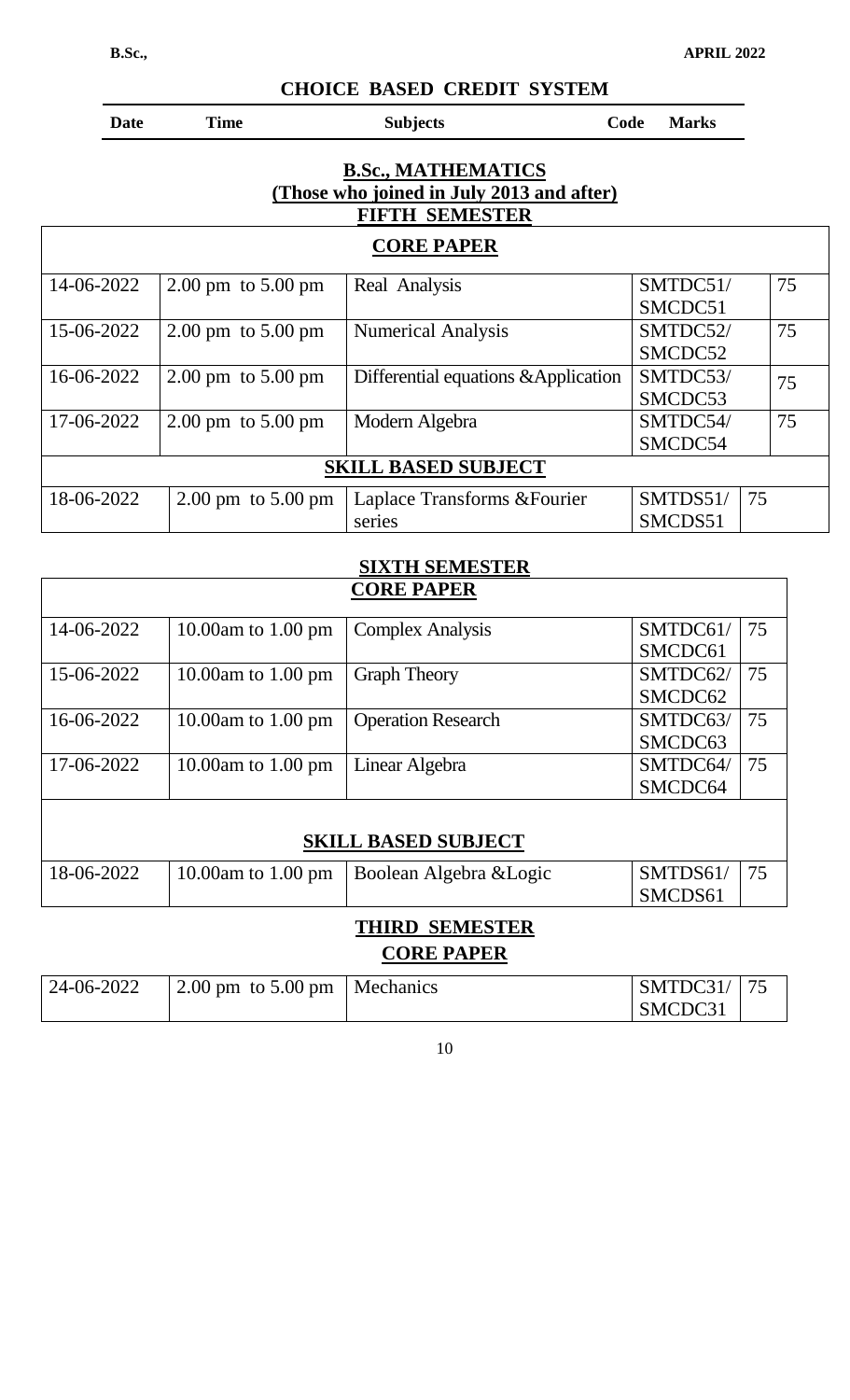**CHOICE BASED CREDIT SYSTEM**

| Date | Time | Subjects | Code | Marks |
|---|---|---|---|---|

## B.Sc., MATHEMATICS
### (Those who joined in July 2013 and after)
### FIFTH SEMESTER

**CORE PAPER**

| Date | Time | Subjects | Code | Marks |
|---|---|---|---|---|
| 14-06-2022 | 2.00 pm to 5.00 pm | Real Analysis | SMTDC51/ SMCDC51 | 75 |
| 15-06-2022 | 2.00 pm to 5.00 pm | Numerical Analysis | SMTDC52/ SMCDC52 | 75 |
| 16-06-2022 | 2.00 pm to 5.00 pm | Differential equations &Application | SMTDC53/ SMCDC53 | 75 |
| 17-06-2022 | 2.00 pm to 5.00 pm | Modern Algebra | SMTDC54/ SMCDC54 | 75 |

**SKILL BASED SUBJECT**

| Date | Time | Subjects | Code | Marks |
|---|---|---|---|---|
| 18-06-2022 | 2.00 pm to 5.00 pm | Laplace Transforms &Fourier series | SMTDS51/ SMCDS51 | 75 |

### SIXTH SEMESTER

**CORE PAPER**

| Date | Time | Subjects | Code | Marks |
|---|---|---|---|---|
| 14-06-2022 | 10.00am to 1.00 pm | Complex Analysis | SMTDC61/ SMCDC61 | 75 |
| 15-06-2022 | 10.00am to 1.00 pm | Graph Theory | SMTDC62/ SMCDC62 | 75 |
| 16-06-2022 | 10.00am to 1.00 pm | Operation Research | SMTDC63/ SMCDC63 | 75 |
| 17-06-2022 | 10.00am to 1.00 pm | Linear Algebra | SMTDC64/ SMCDC64 | 75 |

**SKILL BASED SUBJECT**

| Date | Time | Subjects | Code | Marks |
|---|---|---|---|---|
| 18-06-2022 | 10.00am to 1.00 pm | Boolean Algebra &Logic | SMTDS61/ SMCDS61 | 75 |

### THIRD SEMESTER

**CORE PAPER**

| Date | Time | Subjects | Code | Marks |
|---|---|---|---|---|
| 24-06-2022 | 2.00 pm to 5.00 pm | Mechanics | SMTDC31/ SMCDC31 | 75 |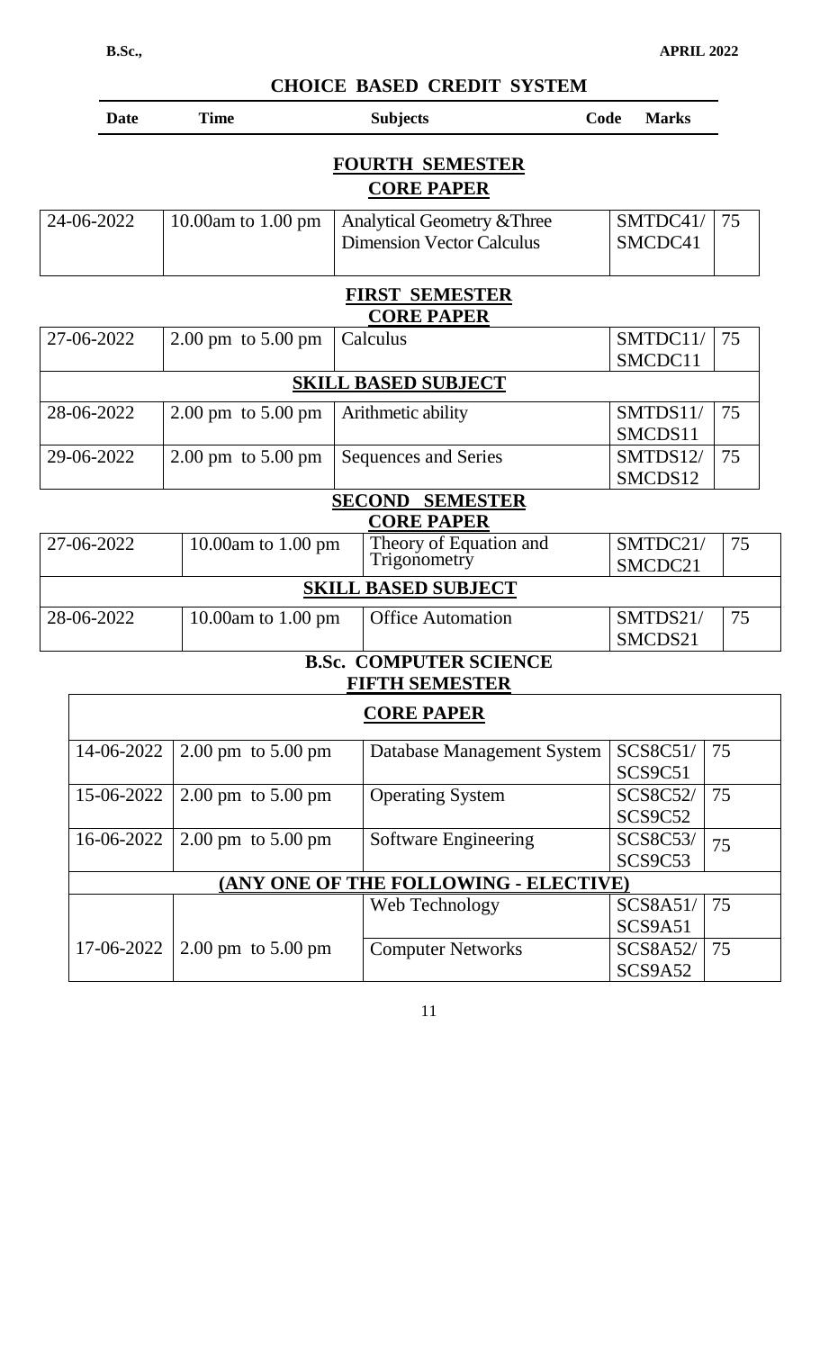**B.Sc.,** **APRIL 2022**

## CHOICE BASED CREDIT SYSTEM

| Date | Time | Subjects | Code | Marks |
|---|---|---|---|---|

### FOURTH SEMESTER
#### CORE PAPER

| Date | Time | Subjects | Code | Marks |
|---|---|---|---|---|
| 24-06-2022 | 10.00am to 1.00 pm | Analytical Geometry &Three Dimension Vector Calculus | SMTDC41/ SMCDC41 | 75 |

### FIRST SEMESTER
#### CORE PAPER

| Date | Time | Subjects | Code | Marks |
|---|---|---|---|---|
| 27-06-2022 | 2.00 pm to 5.00 pm | Calculus | SMTDC11/ SMCDC11 | 75 |
| **SKILL BASED SUBJECT** | | | | |
| 28-06-2022 | 2.00 pm to 5.00 pm | Arithmetic ability | SMTDS11/ SMCDS11 | 75 |
| 29-06-2022 | 2.00 pm to 5.00 pm | Sequences and Series | SMTDS12/ SMCDS12 | 75 |

### SECOND SEMESTER
#### CORE PAPER

| Date | Time | Subjects | Code | Marks |
|---|---|---|---|---|
| 27-06-2022 | 10.00am to 1.00 pm | Theory of Equation and Trigonometry | SMTDC21/ SMCDC21 | 75 |
| **SKILL BASED SUBJECT** | | | | |
| 28-06-2022 | 10.00am to 1.00 pm | Office Automation | SMTDS21/ SMCDS21 | 75 |

### B.Sc. COMPUTER SCIENCE
### FIFTH SEMESTER
#### CORE PAPER

| Date | Time | Subjects | Code | Marks |
|---|---|---|---|---|
| 14-06-2022 | 2.00 pm to 5.00 pm | Database Management System | SCS8C51/ SCS9C51 | 75 |
| 15-06-2022 | 2.00 pm to 5.00 pm | Operating System | SCS8C52/ SCS9C52 | 75 |
| 16-06-2022 | 2.00 pm to 5.00 pm | Software Engineering | SCS8C53/ SCS9C53 | 75 |
| **(ANY ONE OF THE FOLLOWING - ELECTIVE)** | | | | |
| 17-06-2022 | 2.00 pm to 5.00 pm | Web Technology | SCS8A51/ SCS9A51 | 75 |
| | | Computer Networks | SCS8A52/ SCS9A52 | 75 |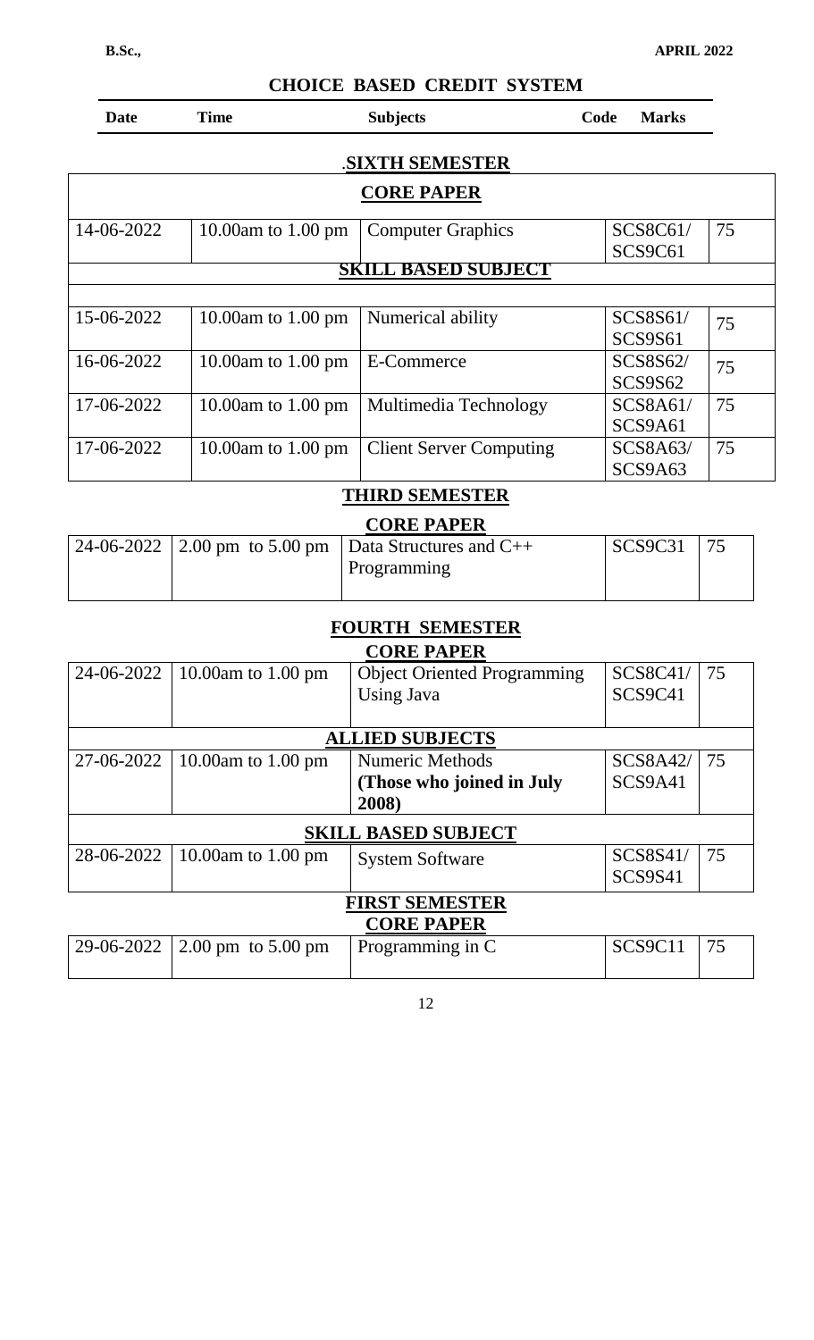**B.Sc., APRIL 2022**

## CHOICE BASED CREDIT SYSTEM

| Date | Time | Subjects | Code | Marks |
|---|---|---|---|---|

### SIXTH SEMESTER

| CORE PAPER | | | | |
|---|---|---|---|---|
| 14-06-2022 | 10.00am to 1.00 pm | Computer Graphics | SCS8C61/ SCS9C61 | 75 |
| **SKILL BASED SUBJECT** | | | | |
| 15-06-2022 | 10.00am to 1.00 pm | Numerical ability | SCS8S61/ SCS9S61 | 75 |
| 16-06-2022 | 10.00am to 1.00 pm | E-Commerce | SCS8S62/ SCS9S62 | 75 |
| 17-06-2022 | 10.00am to 1.00 pm | Multimedia Technology | SCS8A61/ SCS9A61 | 75 |
| 17-06-2022 | 10.00am to 1.00 pm | Client Server Computing | SCS8A63/ SCS9A63 | 75 |

### THIRD SEMESTER

**CORE PAPER**

| | | | | |
|---|---|---|---|---|
| 24-06-2022 | 2.00 pm to 5.00 pm | Data Structures and C++ Programming | SCS9C31 | 75 |

### FOURTH SEMESTER

**CORE PAPER**

| | | | | |
|---|---|---|---|---|
| 24-06-2022 | 10.00am to 1.00 pm | Object Oriented Programming Using Java | SCS8C41/ SCS9C41 | 75 |
| **ALLIED SUBJECTS** | | | | |
| 27-06-2022 | 10.00am to 1.00 pm | Numeric Methods **(Those who joined in July 2008)** | SCS8A42/ SCS9A41 | 75 |
| **SKILL BASED SUBJECT** | | | | |
| 28-06-2022 | 10.00am to 1.00 pm | System Software | SCS8S41/ SCS9S41 | 75 |

### FIRST SEMESTER

**CORE PAPER**

| | | | | |
|---|---|---|---|---|
| 29-06-2022 | 2.00 pm to 5.00 pm | Programming in C | SCS9C11 | 75 |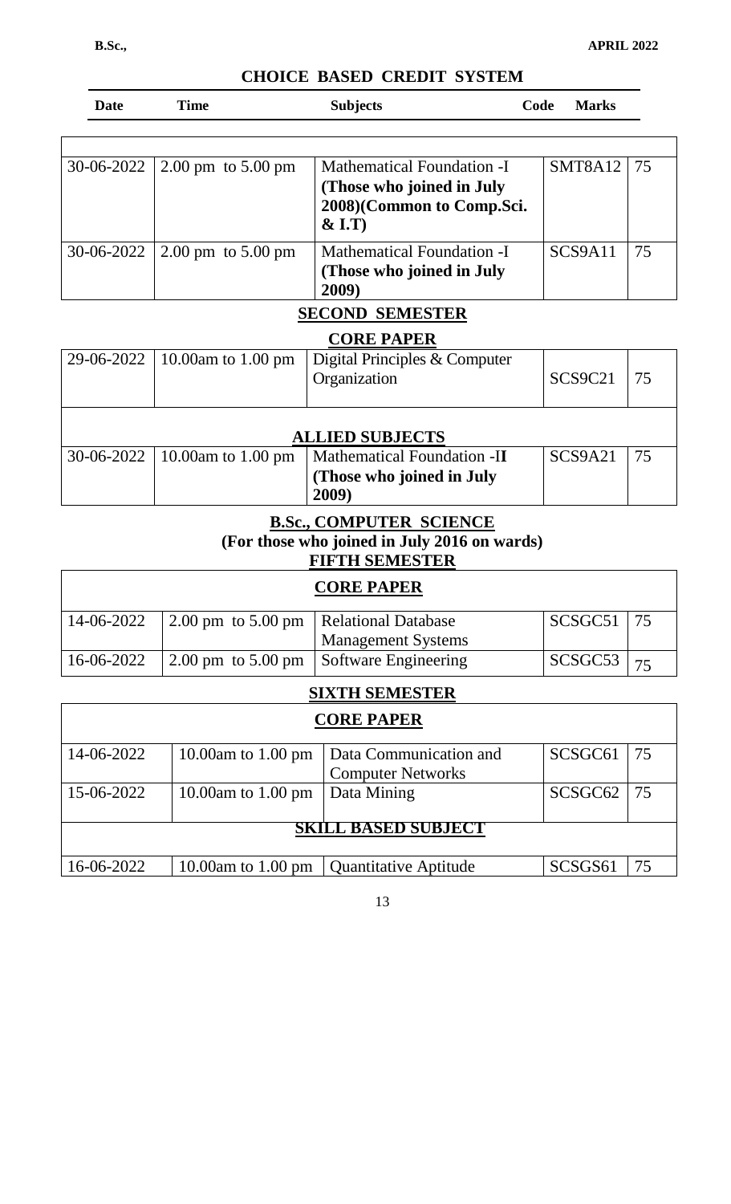## CHOICE BASED CREDIT SYSTEM

| Date | Time | Subjects | Code | Marks |
|---|---|---|---|---|
| 30-06-2022 | 2.00 pm to 5.00 pm | Mathematical Foundation -I **(Those who joined in July 2008)(Common to Comp.Sci. & I.T)** | SMT8A12 | 75 |
| 30-06-2022 | 2.00 pm to 5.00 pm | Mathematical Foundation -I **(Those who joined in July 2009)** | SCS9A11 | 75 |

### SECOND SEMESTER

#### CORE PAPER

| Date | Time | Subjects | Code | Marks |
|---|---|---|---|---|
| 29-06-2022 | 10.00am to 1.00 pm | Digital Principles & Computer Organization | SCS9C21 | 75 |
| **ALLIED SUBJECTS** | | | | |
| 30-06-2022 | 10.00am to 1.00 pm | Mathematical Foundation -II **(Those who joined in July 2009)** | SCS9A21 | 75 |

## B.Sc., COMPUTER SCIENCE

**(For those who joined in July 2016 on wards)**

### FIFTH SEMESTER

#### CORE PAPER

| Date | Time | Subjects | Code | Marks |
|---|---|---|---|---|
| 14-06-2022 | 2.00 pm to 5.00 pm | Relational Database Management Systems | SCSGC51 | 75 |
| 16-06-2022 | 2.00 pm to 5.00 pm | Software Engineering | SCSGC53 | 75 |

### SIXTH SEMESTER

#### CORE PAPER

| Date | Time | Subjects | Code | Marks |
|---|---|---|---|---|
| 14-06-2022 | 10.00am to 1.00 pm | Data Communication and Computer Networks | SCSGC61 | 75 |
| 15-06-2022 | 10.00am to 1.00 pm | Data Mining | SCSGC62 | 75 |
| **SKILL BASED SUBJECT** | | | | |
| 16-06-2022 | 10.00am to 1.00 pm | Quantitative Aptitude | SCSGS61 | 75 |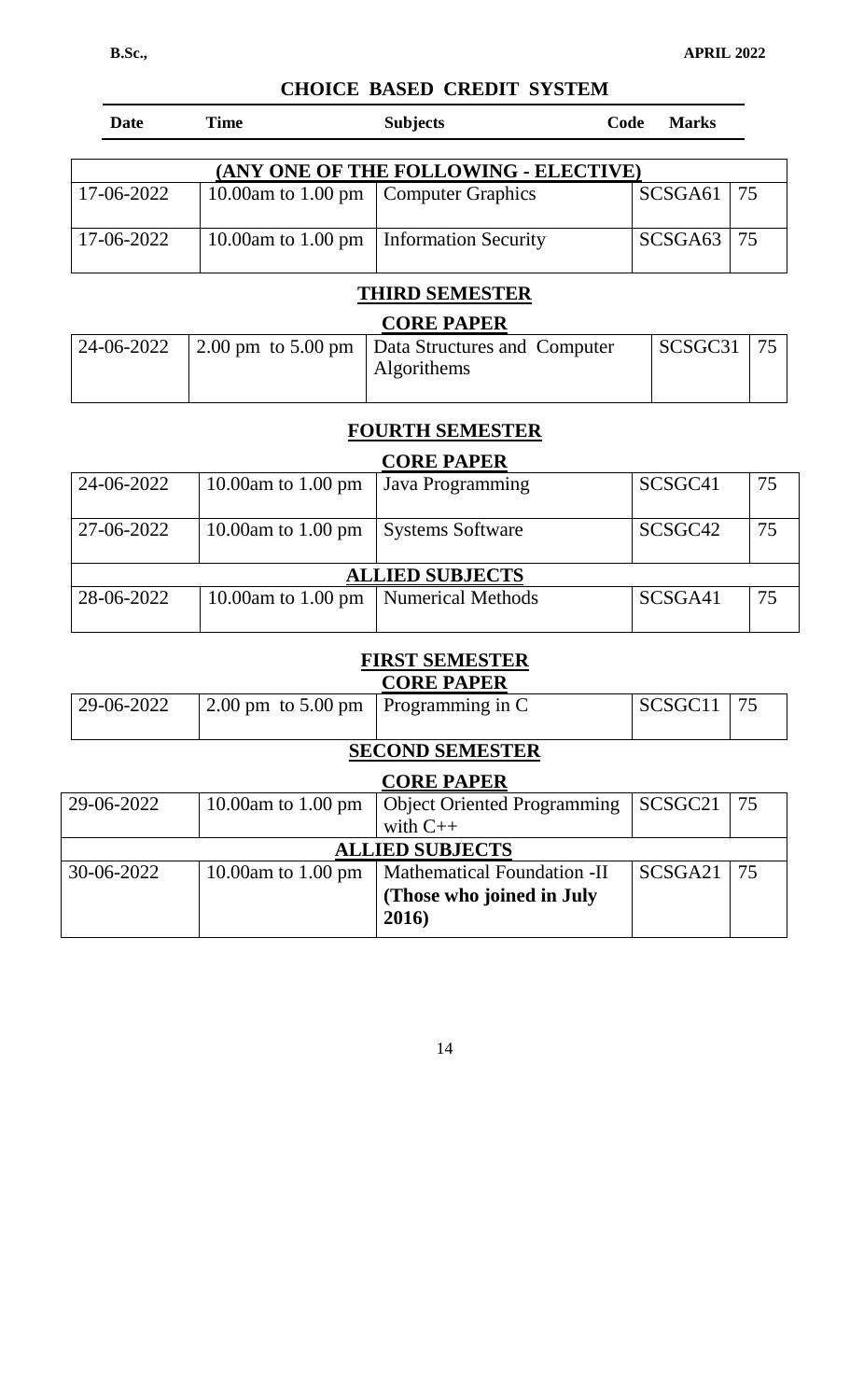**B.Sc.,** **APRIL 2022**

## CHOICE BASED CREDIT SYSTEM

| Date | Time | Subjects | Code | Marks |
|---|---|---|---|---|
| **(ANY ONE OF THE FOLLOWING - ELECTIVE)** | | | | |
| 17-06-2022 | 10.00am to 1.00 pm | Computer Graphics | SCSGA61 | 75 |
| 17-06-2022 | 10.00am to 1.00 pm | Information Security | SCSGA63 | 75 |

### THIRD SEMESTER

#### CORE PAPER

| Date | Time | Subjects | Code | Marks |
|---|---|---|---|---|
| 24-06-2022 | 2.00 pm to 5.00 pm | Data Structures and Computer Algorithems | SCSGC31 | 75 |

### FOURTH SEMESTER

#### CORE PAPER

| Date | Time | Subjects | Code | Marks |
|---|---|---|---|---|
| 24-06-2022 | 10.00am to 1.00 pm | Java Programming | SCSGC41 | 75 |
| 27-06-2022 | 10.00am to 1.00 pm | Systems Software | SCSGC42 | 75 |
| **ALLIED SUBJECTS** | | | | |
| 28-06-2022 | 10.00am to 1.00 pm | Numerical Methods | SCSGA41 | 75 |

### FIRST SEMESTER

#### CORE PAPER

| Date | Time | Subjects | Code | Marks |
|---|---|---|---|---|
| 29-06-2022 | 2.00 pm to 5.00 pm | Programming in C | SCSGC11 | 75 |

### SECOND SEMESTER

#### CORE PAPER

| Date | Time | Subjects | Code | Marks |
|---|---|---|---|---|
| 29-06-2022 | 10.00am to 1.00 pm | Object Oriented Programming with C++ | SCSGC21 | 75 |
| **ALLIED SUBJECTS** | | | | |
| 30-06-2022 | 10.00am to 1.00 pm | Mathematical Foundation -II **(Those who joined in July 2016)** | SCSGA21 | 75 |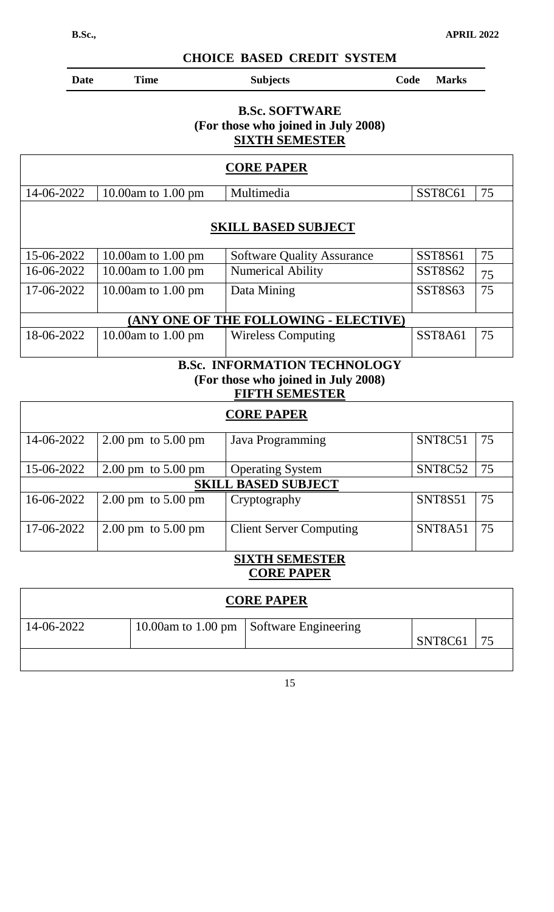## CHOICE BASED CREDIT SYSTEM

| Date | Time | Subjects | Code | Marks |
|---|---|---|---|---|

### B.Sc. SOFTWARE
**(For those who joined in July 2008)**
**SIXTH SEMESTER**

| Date | Time | Subjects | Code | Marks |
|---|---|---|---|---|
| **CORE PAPER** | | | | |
| 14-06-2022 | 10.00am to 1.00 pm | Multimedia | SST8C61 | 75 |
| **SKILL BASED SUBJECT** | | | | |
| 15-06-2022 | 10.00am to 1.00 pm | Software Quality Assurance | SST8S61 | 75 |
| 16-06-2022 | 10.00am to 1.00 pm | Numerical Ability | SST8S62 | 75 |
| 17-06-2022 | 10.00am to 1.00 pm | Data Mining | SST8S63 | 75 |
| **(ANY ONE OF THE FOLLOWING - ELECTIVE)** | | | | |
| 18-06-2022 | 10.00am to 1.00 pm | Wireless Computing | SST8A61 | 75 |

### B.Sc. INFORMATION TECHNOLOGY
**(For those who joined in July 2008)**
**FIFTH SEMESTER**

| Date | Time | Subjects | Code | Marks |
|---|---|---|---|---|
| **CORE PAPER** | | | | |
| 14-06-2022 | 2.00 pm to 5.00 pm | Java Programming | SNT8C51 | 75 |
| 15-06-2022 | 2.00 pm to 5.00 pm | Operating System | SNT8C52 | 75 |
| **SKILL BASED SUBJECT** | | | | |
| 16-06-2022 | 2.00 pm to 5.00 pm | Cryptography | SNT8S51 | 75 |
| 17-06-2022 | 2.00 pm to 5.00 pm | Client Server Computing | SNT8A51 | 75 |

**SIXTH SEMESTER**
**CORE PAPER**

| Date | Time | Subjects | Code | Marks |
|---|---|---|---|---|
| **CORE PAPER** | | | | |
| 14-06-2022 | 10.00am to 1.00 pm | Software Engineering | SNT8C61 | 75 |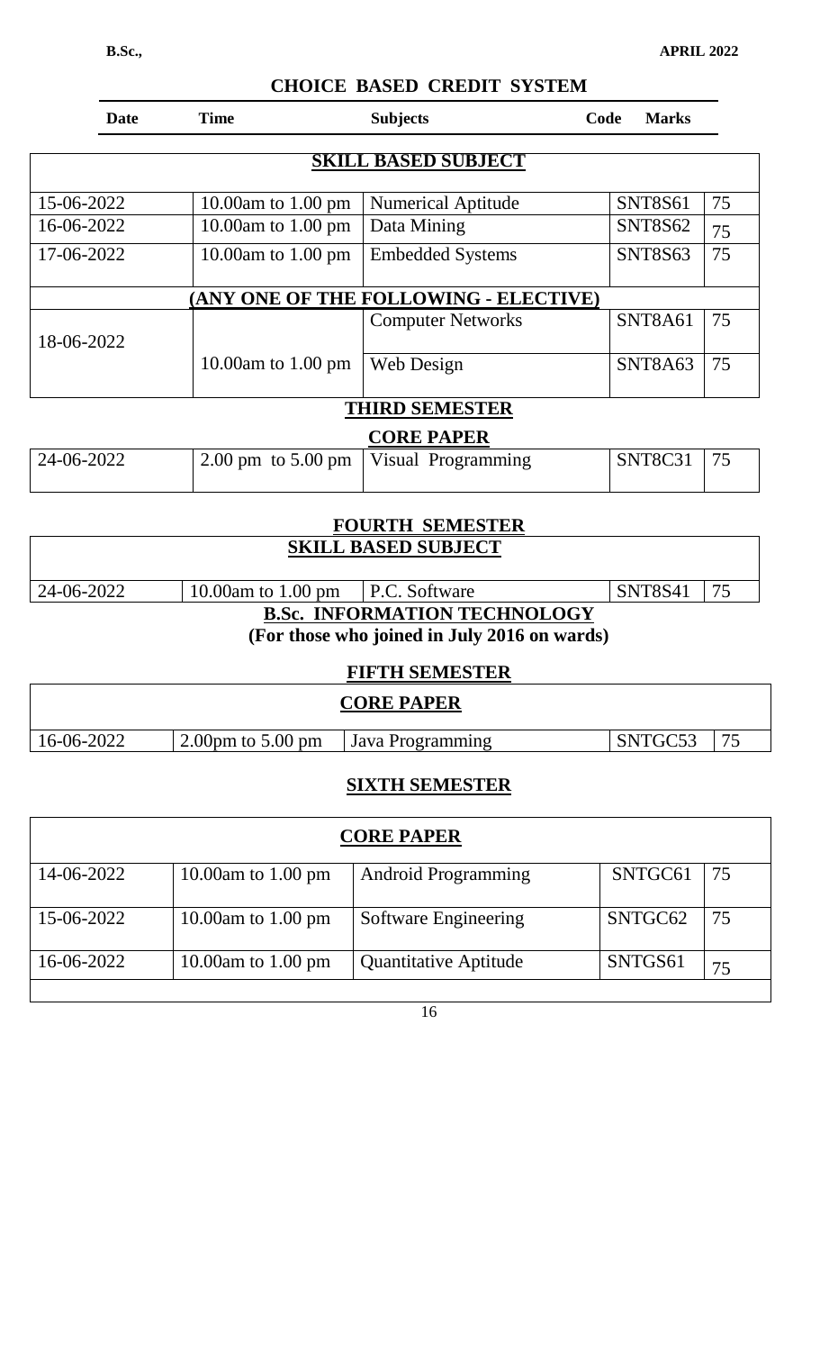**B.Sc., APRIL 2022**

## CHOICE BASED CREDIT SYSTEM

| Date | Time | Subjects | Code | Marks |
|---|---|---|---|---|
| | | **SKILL BASED SUBJECT** | | |
| 15-06-2022 | 10.00am to 1.00 pm | Numerical Aptitude | SNT8S61 | 75 |
| 16-06-2022 | 10.00am to 1.00 pm | Data Mining | SNT8S62 | 75 |
| 17-06-2022 | 10.00am to 1.00 pm | Embedded Systems | SNT8S63 | 75 |
| | | **(ANY ONE OF THE FOLLOWING - ELECTIVE)** | | |
| 18-06-2022 | 10.00am to 1.00 pm | Computer Networks | SNT8A61 | 75 |
| | | Web Design | SNT8A63 | 75 |

### THIRD SEMESTER

**CORE PAPER**

| Date | Time | Subjects | Code | Marks |
|---|---|---|---|---|
| 24-06-2022 | 2.00 pm to 5.00 pm | Visual Programming | SNT8C31 | 75 |

### FOURTH SEMESTER

**SKILL BASED SUBJECT**

| Date | Time | Subjects | Code | Marks |
|---|---|---|---|---|
| 24-06-2022 | 10.00am to 1.00 pm | P.C. Software | SNT8S41 | 75 |

## B.Sc. INFORMATION TECHNOLOGY

**(For those who joined in July 2016 on wards)**

### FIFTH SEMESTER

**CORE PAPER**

| Date | Time | Subjects | Code | Marks |
|---|---|---|---|---|
| 16-06-2022 | 2.00pm to 5.00 pm | Java Programming | SNTGC53 | 75 |

### SIXTH SEMESTER

**CORE PAPER**

| Date | Time | Subjects | Code | Marks |
|---|---|---|---|---|
| 14-06-2022 | 10.00am to 1.00 pm | Android Programming | SNTGC61 | 75 |
| 15-06-2022 | 10.00am to 1.00 pm | Software Engineering | SNTGC62 | 75 |
| 16-06-2022 | 10.00am to 1.00 pm | Quantitative Aptitude | SNTGS61 | 75 |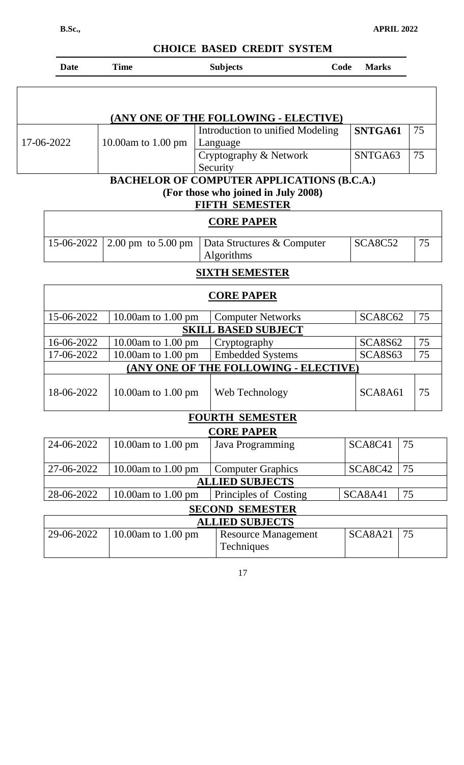**B.Sc.,** **APRIL 2022**

## CHOICE BASED CREDIT SYSTEM

| Date | Time | Subjects | Code | Marks |
|---|---|---|---|---|
| | | **(ANY ONE OF THE FOLLOWING - ELECTIVE)** | | |
| 17-06-2022 | 10.00am to 1.00 pm | Introduction to unified Modeling Language | **SNTGA61** | 75 |
| | | Cryptography & Network Security | SNTGA63 | 75 |

## BACHELOR OF COMPUTER APPLICATIONS (B.C.A.)

**(For those who joined in July 2008)**

### FIFTH SEMESTER

| | | **CORE PAPER** | | |
|---|---|---|---|---|
| 15-06-2022 | 2.00 pm to 5.00 pm | Data Structures & Computer Algorithms | SCA8C52 | 75 |

### SIXTH SEMESTER

| | | **CORE PAPER** | | |
|---|---|---|---|---|
| 15-06-2022 | 10.00am to 1.00 pm | Computer Networks | SCA8C62 | 75 |
| | | **SKILL BASED SUBJECT** | | |
| 16-06-2022 | 10.00am to 1.00 pm | Cryptography | SCA8S62 | 75 |
| 17-06-2022 | 10.00am to 1.00 pm | Embedded Systems | SCA8S63 | 75 |
| | | **(ANY ONE OF THE FOLLOWING - ELECTIVE)** | | |
| 18-06-2022 | 10.00am to 1.00 pm | Web Technology | SCA8A61 | 75 |

### FOURTH SEMESTER

| | | **CORE PAPER** | | |
|---|---|---|---|---|
| 24-06-2022 | 10.00am to 1.00 pm | Java Programming | SCA8C41 | 75 |
| 27-06-2022 | 10.00am to 1.00 pm | Computer Graphics | SCA8C42 | 75 |
| | | **ALLIED SUBJECTS** | | |
| 28-06-2022 | 10.00am to 1.00 pm | Principles of Costing | SCA8A41 | 75 |

### SECOND SEMESTER

| | | **ALLIED SUBJECTS** | | |
|---|---|---|---|---|
| 29-06-2022 | 10.00am to 1.00 pm | Resource Management Techniques | SCA8A21 | 75 |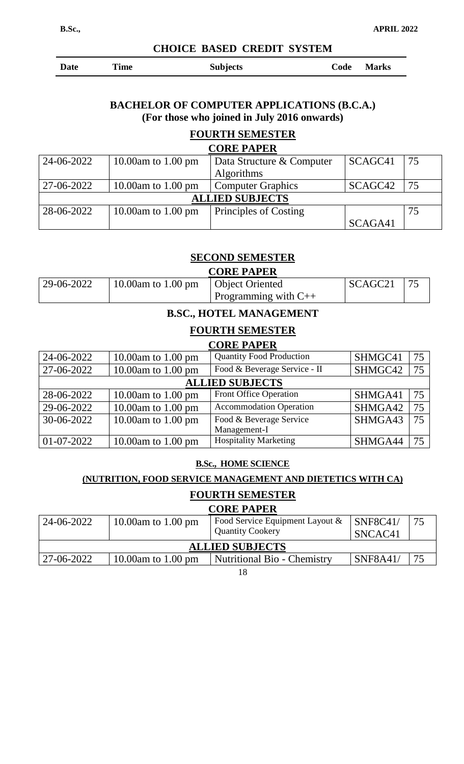**CHOICE BASED CREDIT SYSTEM**

| Date | Time | Subjects | Code | Marks |
|---|---|---|---|---|

## BACHELOR OF COMPUTER APPLICATIONS (B.C.A.)
**(For those who joined in July 2016 onwards)**

### FOURTH SEMESTER

**CORE PAPER**

| Date | Time | Subjects | Code | Marks |
|---|---|---|---|---|
| 24-06-2022 | 10.00am to 1.00 pm | Data Structure & Computer Algorithms | SCAGC41 | 75 |
| 27-06-2022 | 10.00am to 1.00 pm | Computer Graphics | SCAGC42 | 75 |
| **ALLIED SUBJECTS** | | | | |
| 28-06-2022 | 10.00am to 1.00 pm | Principles of Costing | SCAGA41 | 75 |

### SECOND SEMESTER

**CORE PAPER**

| Date | Time | Subjects | Code | Marks |
|---|---|---|---|---|
| 29-06-2022 | 10.00am to 1.00 pm | Object Oriented Programming with C++ | SCAGC21 | 75 |

## B.SC., HOTEL MANAGEMENT

### FOURTH SEMESTER

**CORE PAPER**

| Date | Time | Subjects | Code | Marks |
|---|---|---|---|---|
| 24-06-2022 | 10.00am to 1.00 pm | Quantity Food Production | SHMGC41 | 75 |
| 27-06-2022 | 10.00am to 1.00 pm | Food & Beverage Service - II | SHMGC42 | 75 |
| **ALLIED SUBJECTS** | | | | |
| 28-06-2022 | 10.00am to 1.00 pm | Front Office Operation | SHMGA41 | 75 |
| 29-06-2022 | 10.00am to 1.00 pm | Accommodation Operation | SHMGA42 | 75 |
| 30-06-2022 | 10.00am to 1.00 pm | Food & Beverage Service Management-I | SHMGA43 | 75 |
| 01-07-2022 | 10.00am to 1.00 pm | Hospitality Marketing | SHMGA44 | 75 |

## B.Sc., HOME SCIENCE

**(NUTRITION, FOOD SERVICE MANAGEMENT AND DIETETICS WITH CA)**

### FOURTH SEMESTER

**CORE PAPER**

| Date | Time | Subjects | Code | Marks |
|---|---|---|---|---|
| 24-06-2022 | 10.00am to 1.00 pm | Food Service Equipment Layout & Quantity Cookery | SNF8C41/ SNCAC41 | 75 |
| **ALLIED SUBJECTS** | | | | |
| 27-06-2022 | 10.00am to 1.00 pm | Nutritional Bio - Chemistry | SNF8A41/ | 75 |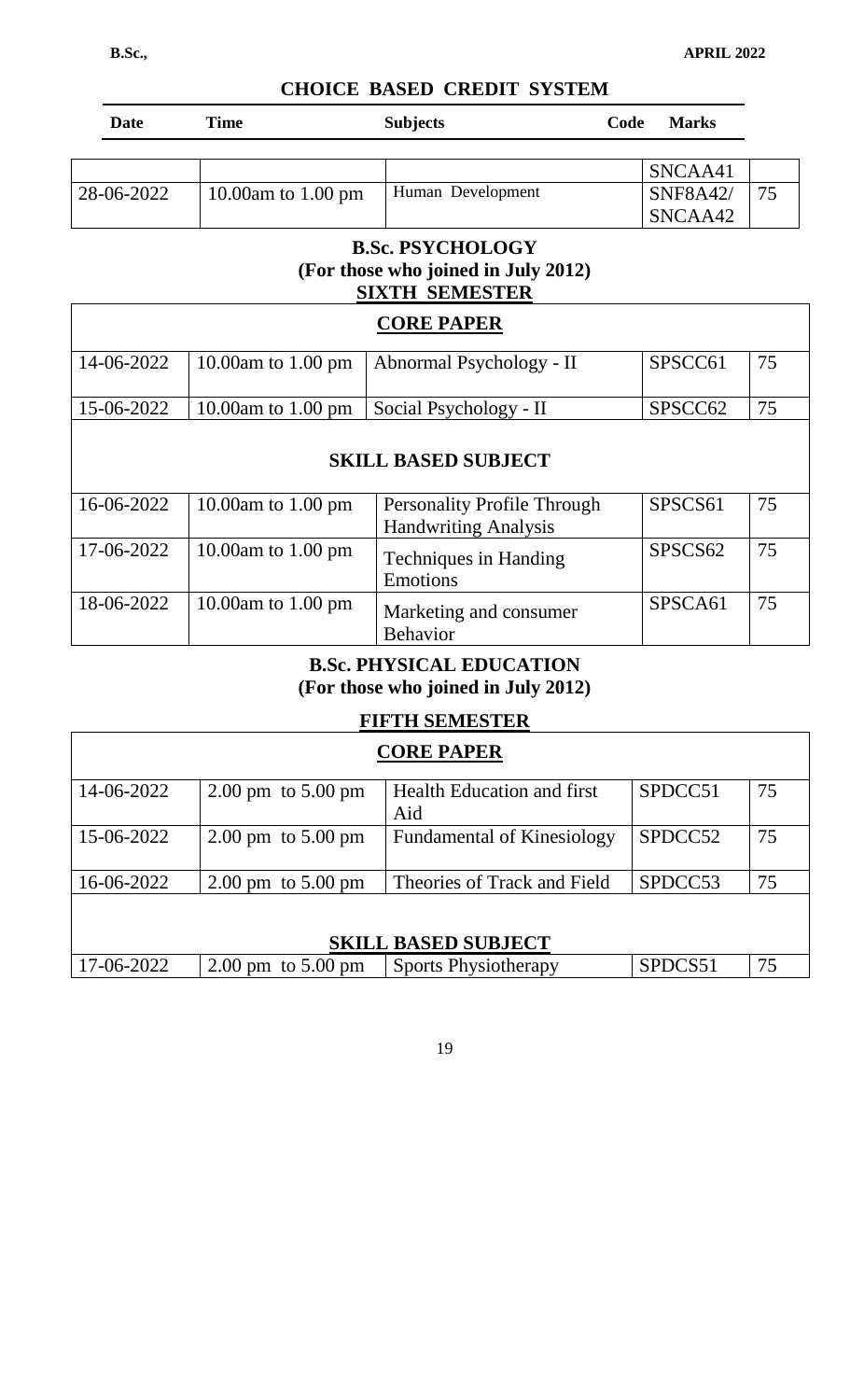## CHOICE BASED CREDIT SYSTEM

| Date | Time | Subjects | Code | Marks |
|---|---|---|---|---|
| 28-06-2022 | 10.00am to 1.00 pm | Human Development | SNCAA41 SNF8A42/ SNCAA42 | 75 |

### B.Sc. PSYCHOLOGY
### (For those who joined in July 2012)
### SIXTH SEMESTER

| Date | Time | Subjects | Code | Marks |
|---|---|---|---|---|
| **CORE PAPER** | | | | |
| 14-06-2022 | 10.00am to 1.00 pm | Abnormal Psychology - II | SPSCC61 | 75 |
| 15-06-2022 | 10.00am to 1.00 pm | Social Psychology - II | SPSCC62 | 75 |
| **SKILL BASED SUBJECT** | | | | |
| 16-06-2022 | 10.00am to 1.00 pm | Personality Profile Through Handwriting Analysis | SPSCS61 | 75 |
| 17-06-2022 | 10.00am to 1.00 pm | Techniques in Handing Emotions | SPSCS62 | 75 |
| 18-06-2022 | 10.00am to 1.00 pm | Marketing and consumer Behavior | SPSCA61 | 75 |

### B.Sc. PHYSICAL EDUCATION
### (For those who joined in July 2012)
### FIFTH SEMESTER

| Date | Time | Subjects | Code | Marks |
|---|---|---|---|---|
| **CORE PAPER** | | | | |
| 14-06-2022 | 2.00 pm to 5.00 pm | Health Education and first Aid | SPDCC51 | 75 |
| 15-06-2022 | 2.00 pm to 5.00 pm | Fundamental of Kinesiology | SPDCC52 | 75 |
| 16-06-2022 | 2.00 pm to 5.00 pm | Theories of Track and Field | SPDCC53 | 75 |
| **SKILL BASED SUBJECT** | | | | |
| 17-06-2022 | 2.00 pm to 5.00 pm | Sports Physiotherapy | SPDCS51 | 75 |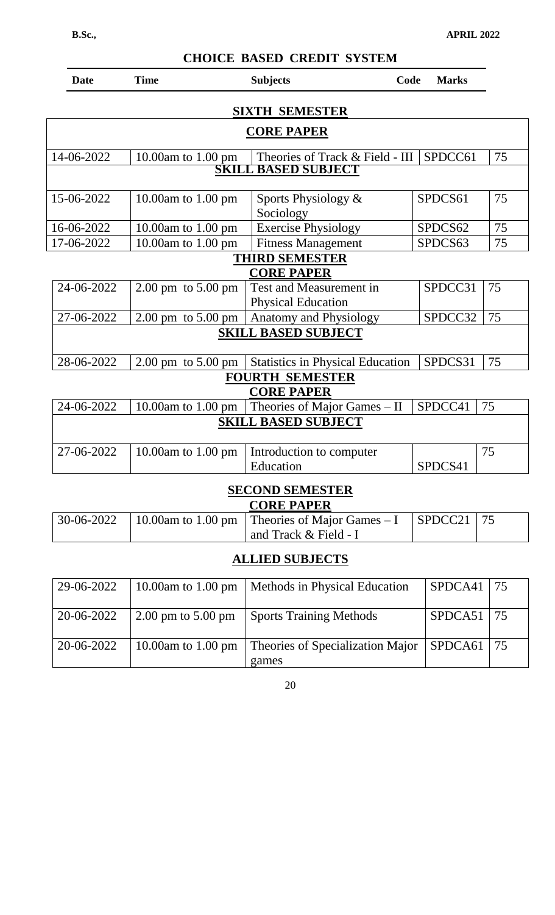**B.Sc.,** **APRIL 2022**

## CHOICE BASED CREDIT SYSTEM

| Date | Time | Subjects | Code | Marks |
|---|---|---|---|---|
| | | **SIXTH SEMESTER** | | |
| | | **CORE PAPER** | | |
| 14-06-2022 | 10.00am to 1.00 pm | Theories of Track & Field - III | SPDCC61 | 75 |
| | | **SKILL BASED SUBJECT** | | |
| 15-06-2022 | 10.00am to 1.00 pm | Sports Physiology & Sociology | SPDCS61 | 75 |
| 16-06-2022 | 10.00am to 1.00 pm | Exercise Physiology | SPDCS62 | 75 |
| 17-06-2022 | 10.00am to 1.00 pm | Fitness Management | SPDCS63 | 75 |
| | | **THIRD SEMESTER** | | |
| | | **CORE PAPER** | | |
| 24-06-2022 | 2.00 pm to 5.00 pm | Test and Measurement in Physical Education | SPDCC31 | 75 |
| 27-06-2022 | 2.00 pm to 5.00 pm | Anatomy and Physiology | SPDCC32 | 75 |
| | | **SKILL BASED SUBJECT** | | |
| 28-06-2022 | 2.00 pm to 5.00 pm | Statistics in Physical Education | SPDCS31 | 75 |
| | | **FOURTH SEMESTER** | | |
| | | **CORE PAPER** | | |
| 24-06-2022 | 10.00am to 1.00 pm | Theories of Major Games – II | SPDCC41 | 75 |
| | | **SKILL BASED SUBJECT** | | |
| 27-06-2022 | 10.00am to 1.00 pm | Introduction to computer Education | SPDCS41 | 75 |
| | | **SECOND SEMESTER** | | |
| | | **CORE PAPER** | | |
| 30-06-2022 | 10.00am to 1.00 pm | Theories of Major Games – I and Track & Field - I | SPDCC21 | 75 |
| | | **ALLIED SUBJECTS** | | |
| 29-06-2022 | 10.00am to 1.00 pm | Methods in Physical Education | SPDCA41 | 75 |
| 20-06-2022 | 2.00 pm to 5.00 pm | Sports Training Methods | SPDCA51 | 75 |
| 20-06-2022 | 10.00am to 1.00 pm | Theories of Specialization Major games | SPDCA61 | 75 |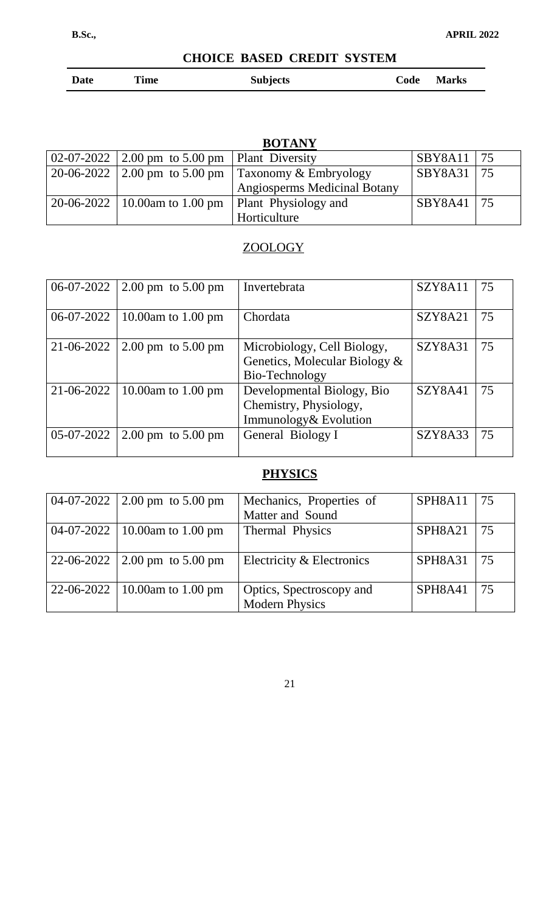B.Sc., APRIL 2022

## CHOICE BASED CREDIT SYSTEM

| Date | Time | Subjects | Code | Marks |
|---|---|---|---|---|

### BOTANY

| Date | Time | Subjects | Code | Marks |
|---|---|---|---|---|
| 02-07-2022 | 2.00 pm to 5.00 pm | Plant Diversity | SBY8A11 | 75 |
| 20-06-2022 | 2.00 pm to 5.00 pm | Taxonomy & Embryology Angiosperms Medicinal Botany | SBY8A31 | 75 |
| 20-06-2022 | 10.00am to 1.00 pm | Plant Physiology and Horticulture | SBY8A41 | 75 |

### ZOOLOGY

| Date | Time | Subjects | Code | Marks |
|---|---|---|---|---|
| 06-07-2022 | 2.00 pm to 5.00 pm | Invertebrata | SZY8A11 | 75 |
| 06-07-2022 | 10.00am to 1.00 pm | Chordata | SZY8A21 | 75 |
| 21-06-2022 | 2.00 pm to 5.00 pm | Microbiology, Cell Biology, Genetics, Molecular Biology & Bio-Technology | SZY8A31 | 75 |
| 21-06-2022 | 10.00am to 1.00 pm | Developmental Biology, Bio Chemistry, Physiology, Immunology& Evolution | SZY8A41 | 75 |
| 05-07-2022 | 2.00 pm to 5.00 pm | General Biology I | SZY8A33 | 75 |

### PHYSICS

| Date | Time | Subjects | Code | Marks |
|---|---|---|---|---|
| 04-07-2022 | 2.00 pm to 5.00 pm | Mechanics, Properties of Matter and Sound | SPH8A11 | 75 |
| 04-07-2022 | 10.00am to 1.00 pm | Thermal Physics | SPH8A21 | 75 |
| 22-06-2022 | 2.00 pm to 5.00 pm | Electricity & Electronics | SPH8A31 | 75 |
| 22-06-2022 | 10.00am to 1.00 pm | Optics, Spectroscopy and Modern Physics | SPH8A41 | 75 |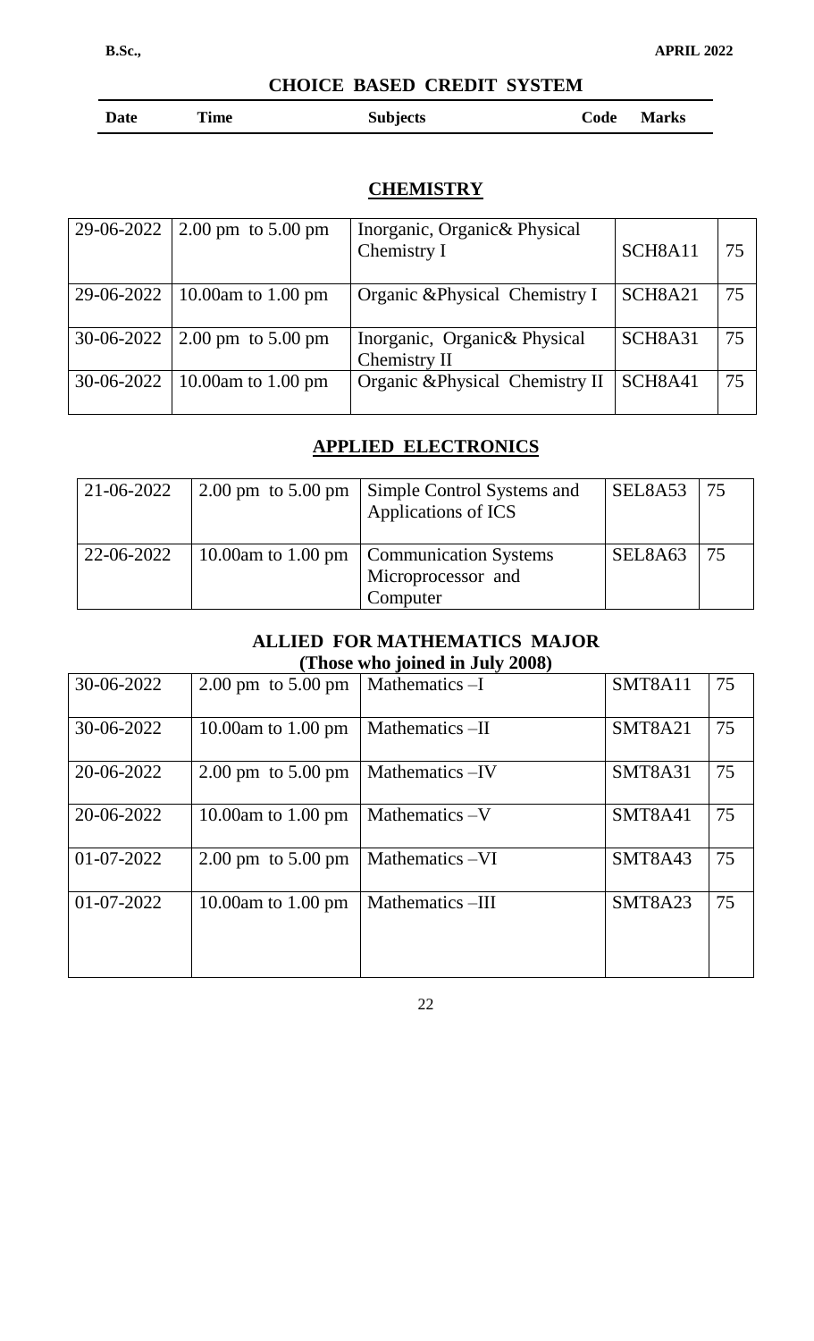**B.Sc.,** **APRIL 2022**

**CHOICE BASED CREDIT SYSTEM**

| Date | Time | Subjects | Code | Marks |
|---|---|---|---|---|

## CHEMISTRY

| | | | | |
|---|---|---|---|---|
| 29-06-2022 | 2.00 pm to 5.00 pm | Inorganic, Organic& Physical Chemistry I | SCH8A11 | 75 |
| 29-06-2022 | 10.00am to 1.00 pm | Organic &Physical Chemistry I | SCH8A21 | 75 |
| 30-06-2022 | 2.00 pm to 5.00 pm | Inorganic, Organic& Physical Chemistry II | SCH8A31 | 75 |
| 30-06-2022 | 10.00am to 1.00 pm | Organic &Physical Chemistry II | SCH8A41 | 75 |

## APPLIED ELECTRONICS

| | | | | |
|---|---|---|---|---|
| 21-06-2022 | 2.00 pm to 5.00 pm | Simple Control Systems and Applications of ICS | SEL8A53 | 75 |
| 22-06-2022 | 10.00am to 1.00 pm | Communication Systems Microprocessor and Computer | SEL8A63 | 75 |

## ALLIED FOR MATHEMATICS MAJOR
**(Those who joined in July 2008)**

| | | | | |
|---|---|---|---|---|
| 30-06-2022 | 2.00 pm to 5.00 pm | Mathematics –I | SMT8A11 | 75 |
| 30-06-2022 | 10.00am to 1.00 pm | Mathematics –II | SMT8A21 | 75 |
| 20-06-2022 | 2.00 pm to 5.00 pm | Mathematics –IV | SMT8A31 | 75 |
| 20-06-2022 | 10.00am to 1.00 pm | Mathematics –V | SMT8A41 | 75 |
| 01-07-2022 | 2.00 pm to 5.00 pm | Mathematics –VI | SMT8A43 | 75 |
| 01-07-2022 | 10.00am to 1.00 pm | Mathematics –III | SMT8A23 | 75 |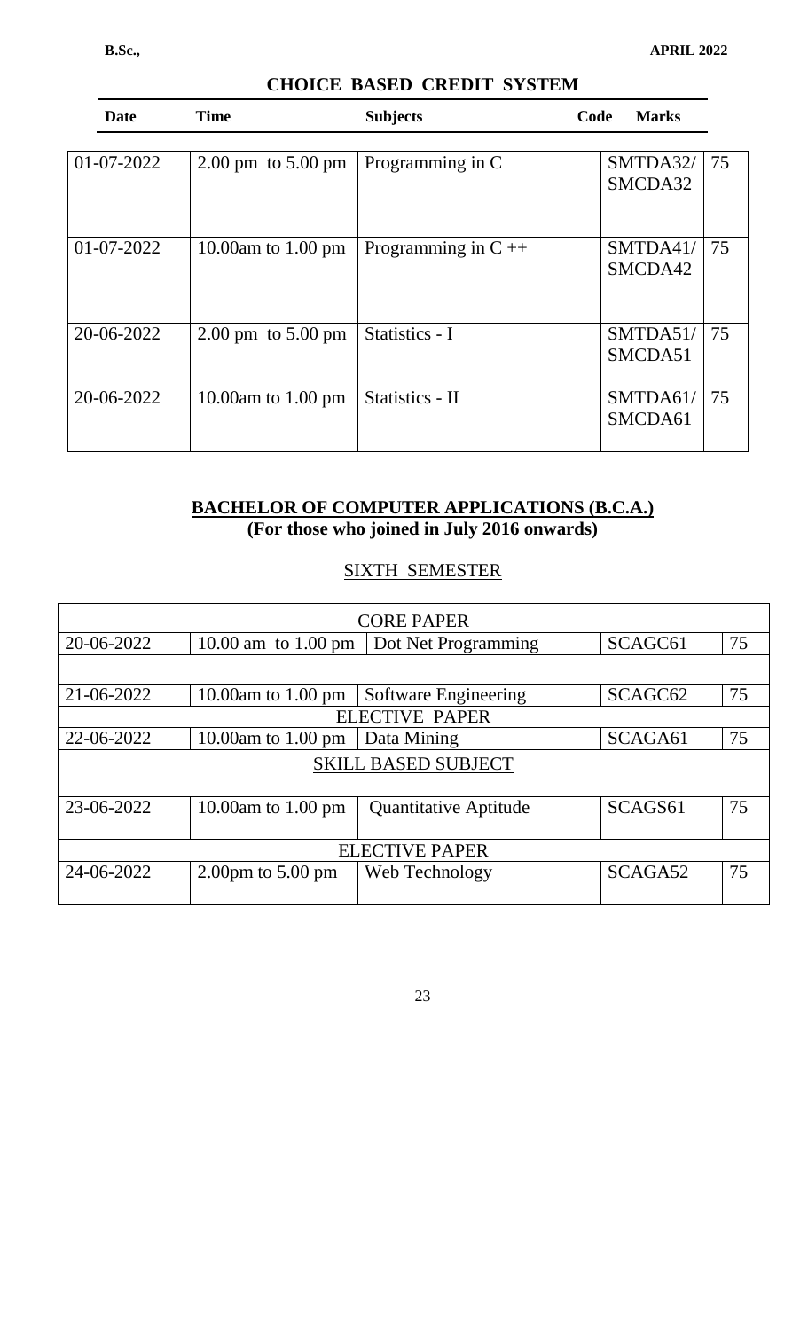**B.Sc.,** **APRIL 2022**

## CHOICE BASED CREDIT SYSTEM

| Date | Time | Subjects | Code | Marks |
|---|---|---|---|---|
| 01-07-2022 | 2.00 pm to 5.00 pm | Programming in C | SMTDA32/ SMCDA32 | 75 |
| 01-07-2022 | 10.00am to 1.00 pm | Programming in C ++ | SMTDA41/ SMCDA42 | 75 |
| 20-06-2022 | 2.00 pm to 5.00 pm | Statistics - I | SMTDA51/ SMCDA51 | 75 |
| 20-06-2022 | 10.00am to 1.00 pm | Statistics - II | SMTDA61/ SMCDA61 | 75 |

## BACHELOR OF COMPUTER APPLICATIONS (B.C.A.)

**(For those who joined in July 2016 onwards)**

### SIXTH SEMESTER

| CORE PAPER | | | | |
|---|---|---|---|---|
| 20-06-2022 | 10.00 am to 1.00 pm | Dot Net Programming | SCAGC61 | 75 |
| 21-06-2022 | 10.00am to 1.00 pm | Software Engineering | SCAGC62 | 75 |
| ELECTIVE PAPER | | | | |
| 22-06-2022 | 10.00am to 1.00 pm | Data Mining | SCAGA61 | 75 |
| SKILL BASED SUBJECT | | | | |
| 23-06-2022 | 10.00am to 1.00 pm | Quantitative Aptitude | SCAGS61 | 75 |
| ELECTIVE PAPER | | | | |
| 24-06-2022 | 2.00pm to 5.00 pm | Web Technology | SCAGA52 | 75 |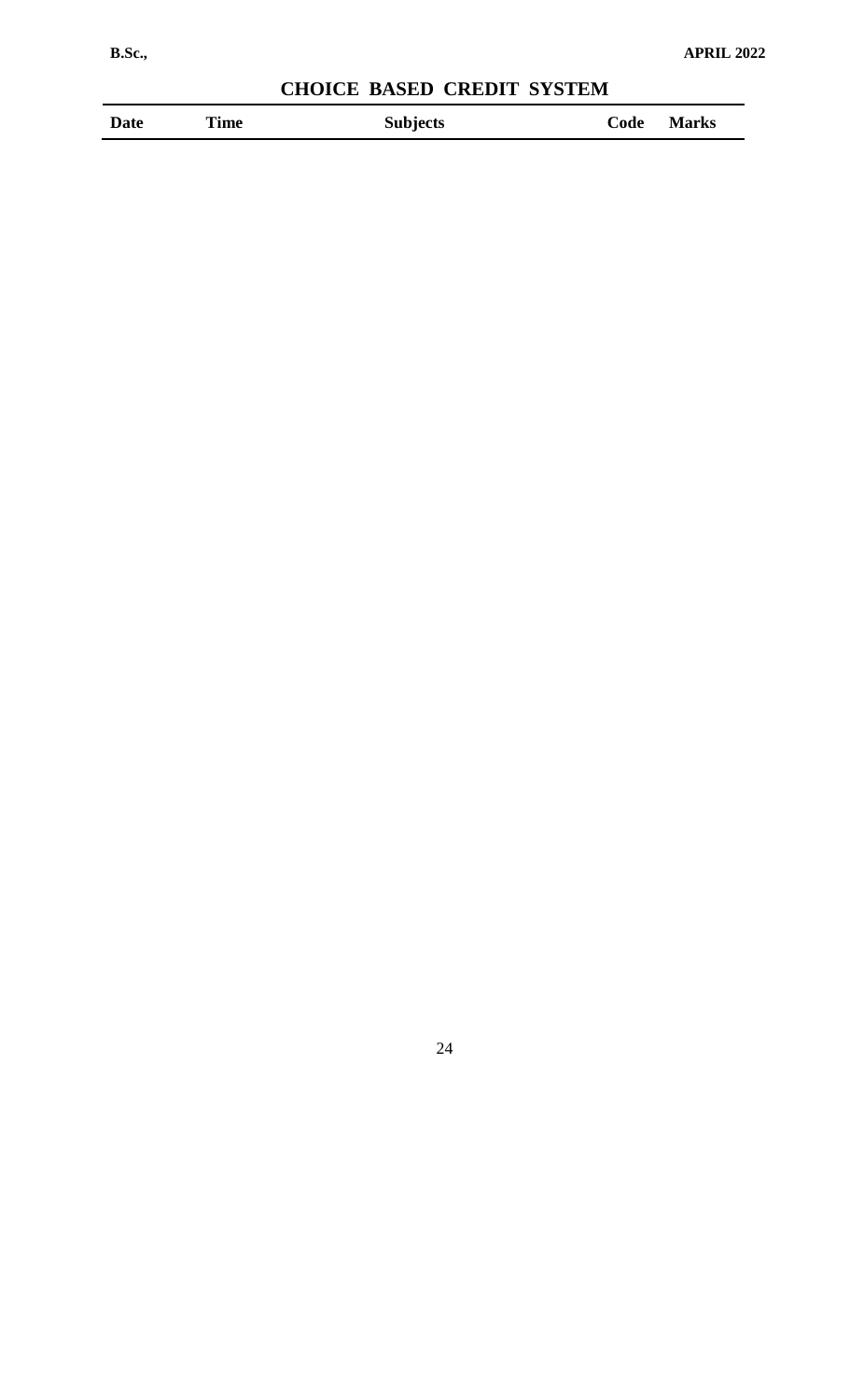## CHOICE BASED CREDIT SYSTEM

| Date | Time | Subjects | Code | Marks |
|---|---|---|---|---|